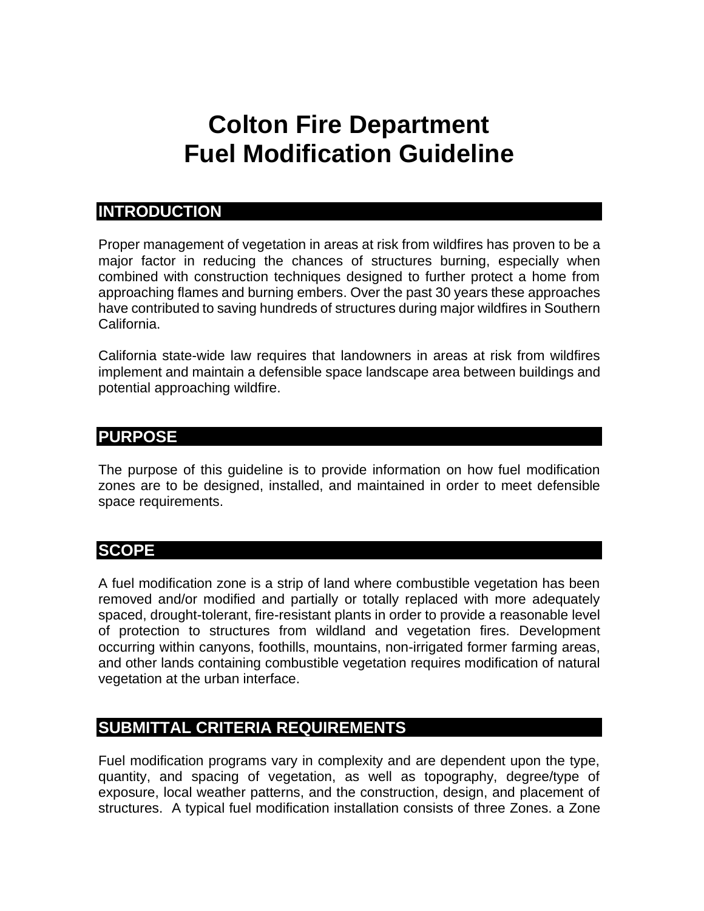# Colton Fire Department
# Fuel Modification Guideline

## INTRODUCTION

Proper management of vegetation in areas at risk from wildfires has proven to be a major factor in reducing the chances of structures burning, especially when combined with construction techniques designed to further protect a home from approaching flames and burning embers. Over the past 30 years these approaches have contributed to saving hundreds of structures during major wildfires in Southern California.

California state-wide law requires that landowners in areas at risk from wildfires implement and maintain a defensible space landscape area between buildings and potential approaching wildfire.

## PURPOSE

The purpose of this guideline is to provide information on how fuel modification zones are to be designed, installed, and maintained in order to meet defensible space requirements.

## SCOPE

A fuel modification zone is a strip of land where combustible vegetation has been removed and/or modified and partially or totally replaced with more adequately spaced, drought-tolerant, fire-resistant plants in order to provide a reasonable level of protection to structures from wildland and vegetation fires. Development occurring within canyons, foothills, mountains, non-irrigated former farming areas, and other lands containing combustible vegetation requires modification of natural vegetation at the urban interface.

## SUBMITTAL CRITERIA REQUIREMENTS

Fuel modification programs vary in complexity and are dependent upon the type, quantity, and spacing of vegetation, as well as topography, degree/type of exposure, local weather patterns, and the construction, design, and placement of structures. A typical fuel modification installation consists of three Zones. a Zone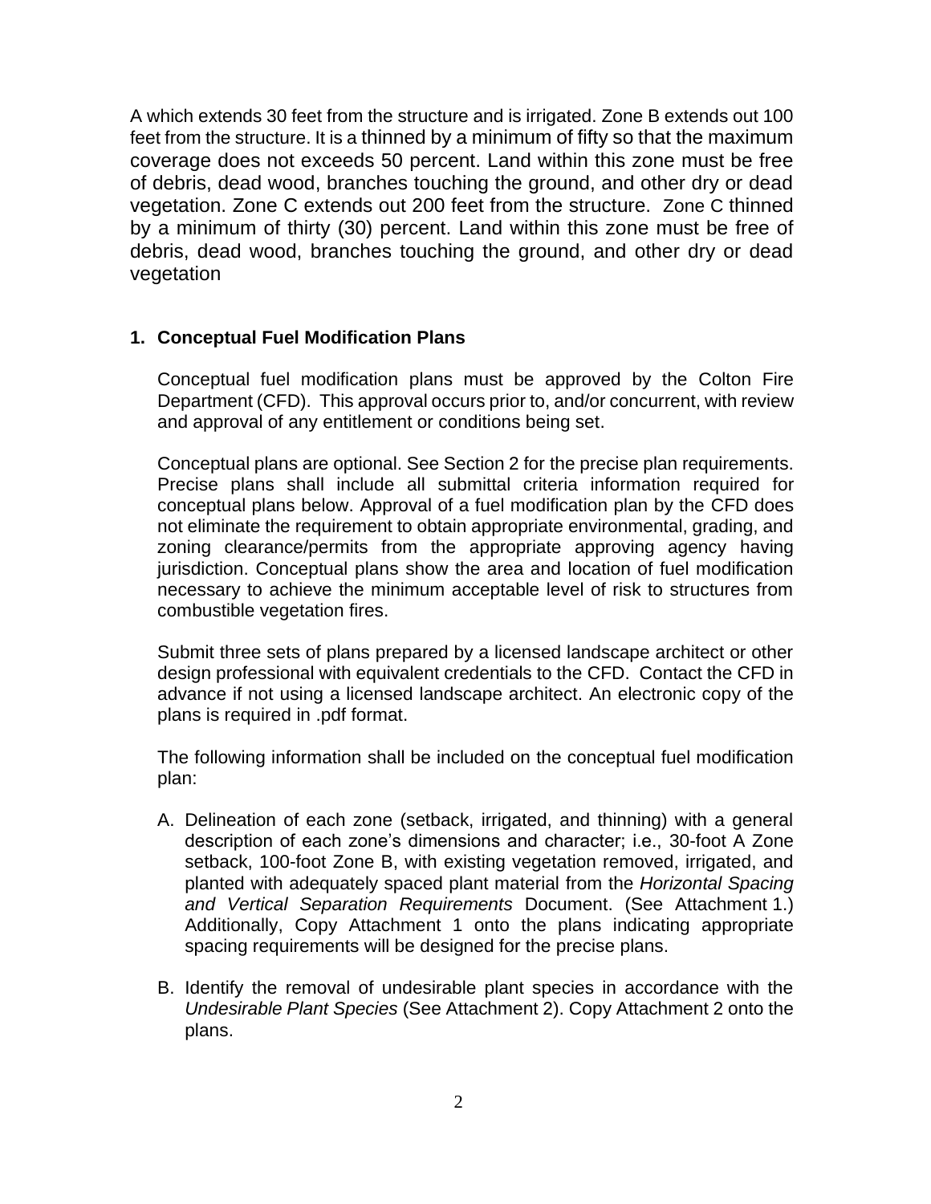A which extends 30 feet from the structure and is irrigated. Zone B extends out 100 feet from the structure. It is a thinned by a minimum of fifty so that the maximum coverage does not exceeds 50 percent. Land within this zone must be free of debris, dead wood, branches touching the ground, and other dry or dead vegetation. Zone C extends out 200 feet from the structure. Zone C thinned by a minimum of thirty (30) percent. Land within this zone must be free of debris, dead wood, branches touching the ground, and other dry or dead vegetation

## 1. Conceptual Fuel Modification Plans

Conceptual fuel modification plans must be approved by the Colton Fire Department (CFD). This approval occurs prior to, and/or concurrent, with review and approval of any entitlement or conditions being set.

Conceptual plans are optional. See Section 2 for the precise plan requirements. Precise plans shall include all submittal criteria information required for conceptual plans below. Approval of a fuel modification plan by the CFD does not eliminate the requirement to obtain appropriate environmental, grading, and zoning clearance/permits from the appropriate approving agency having jurisdiction. Conceptual plans show the area and location of fuel modification necessary to achieve the minimum acceptable level of risk to structures from combustible vegetation fires.

Submit three sets of plans prepared by a licensed landscape architect or other design professional with equivalent credentials to the CFD. Contact the CFD in advance if not using a licensed landscape architect. An electronic copy of the plans is required in .pdf format.

The following information shall be included on the conceptual fuel modification plan:

A. Delineation of each zone (setback, irrigated, and thinning) with a general description of each zone's dimensions and character; i.e., 30-foot A Zone setback, 100-foot Zone B, with existing vegetation removed, irrigated, and planted with adequately spaced plant material from the *Horizontal Spacing and Vertical Separation Requirements* Document. (See Attachment 1.) Additionally, Copy Attachment 1 onto the plans indicating appropriate spacing requirements will be designed for the precise plans.

B. Identify the removal of undesirable plant species in accordance with the *Undesirable Plant Species* (See Attachment 2). Copy Attachment 2 onto the plans.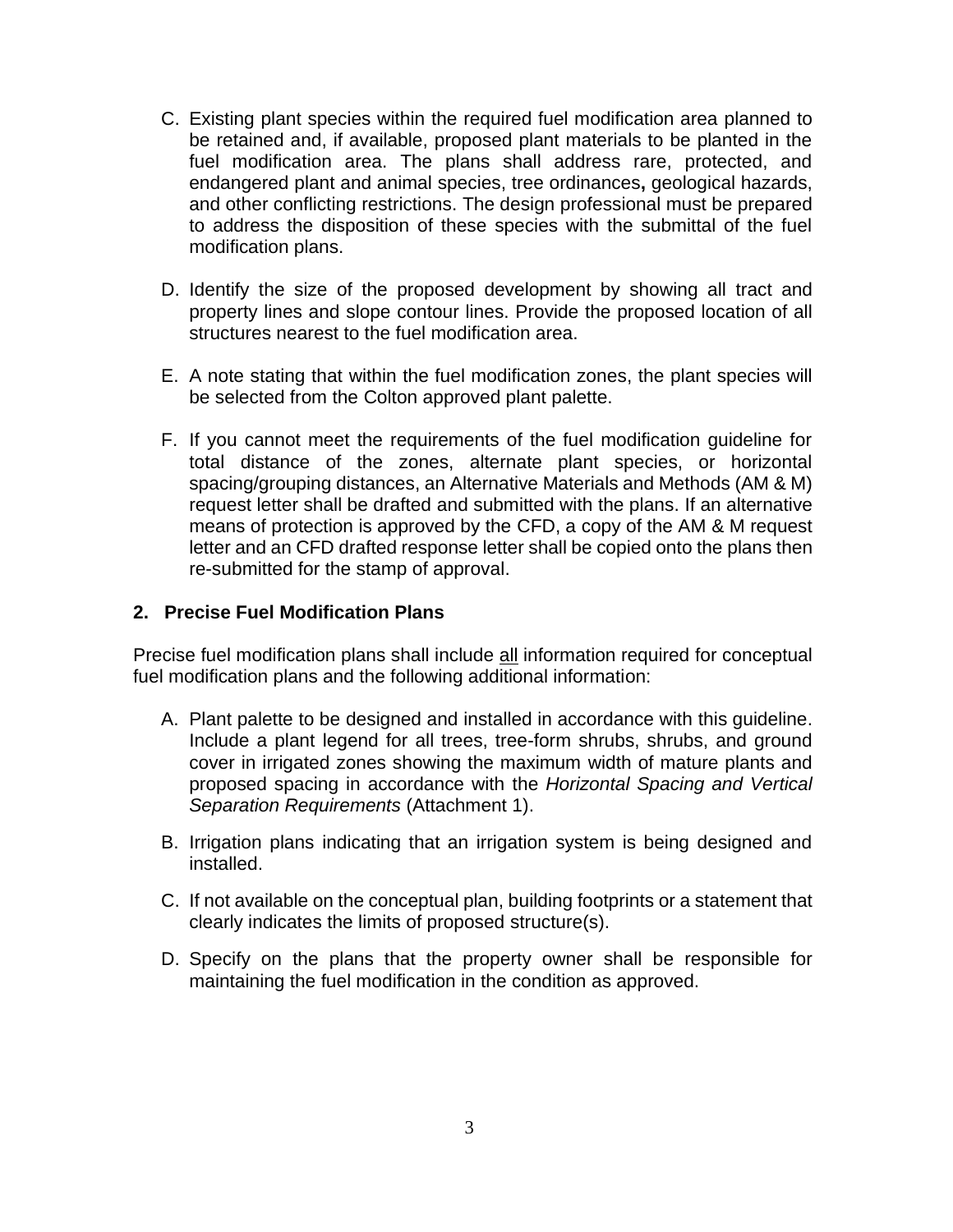C. Existing plant species within the required fuel modification area planned to be retained and, if available, proposed plant materials to be planted in the fuel modification area. The plans shall address rare, protected, and endangered plant and animal species, tree ordinances**,** geological hazards, and other conflicting restrictions. The design professional must be prepared to address the disposition of these species with the submittal of the fuel modification plans.

D. Identify the size of the proposed development by showing all tract and property lines and slope contour lines. Provide the proposed location of all structures nearest to the fuel modification area.

E. A note stating that within the fuel modification zones, the plant species will be selected from the Colton approved plant palette.

F. If you cannot meet the requirements of the fuel modification guideline for total distance of the zones, alternate plant species, or horizontal spacing/grouping distances, an Alternative Materials and Methods (AM & M) request letter shall be drafted and submitted with the plans. If an alternative means of protection is approved by the CFD, a copy of the AM & M request letter and an CFD drafted response letter shall be copied onto the plans then re-submitted for the stamp of approval.

### 2. Precise Fuel Modification Plans

Precise fuel modification plans shall include <u>all</u> information required for conceptual fuel modification plans and the following additional information:

A. Plant palette to be designed and installed in accordance with this guideline. Include a plant legend for all trees, tree-form shrubs, shrubs, and ground cover in irrigated zones showing the maximum width of mature plants and proposed spacing in accordance with the *Horizontal Spacing and Vertical Separation Requirements* (Attachment 1).

B. Irrigation plans indicating that an irrigation system is being designed and installed.

C. If not available on the conceptual plan, building footprints or a statement that clearly indicates the limits of proposed structure(s).

D. Specify on the plans that the property owner shall be responsible for maintaining the fuel modification in the condition as approved.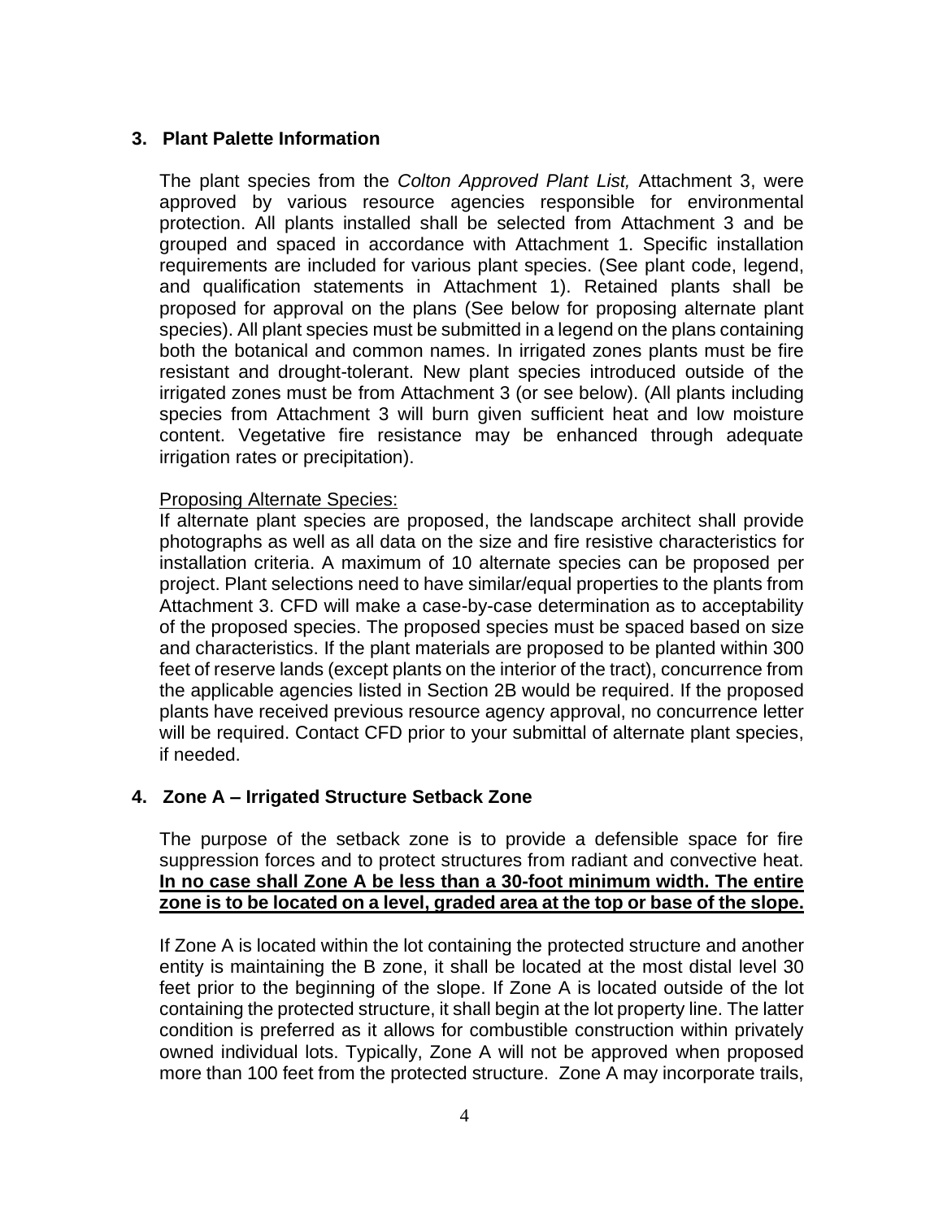## 3. Plant Palette Information

The plant species from the *Colton Approved Plant List,* Attachment 3, were approved by various resource agencies responsible for environmental protection. All plants installed shall be selected from Attachment 3 and be grouped and spaced in accordance with Attachment 1. Specific installation requirements are included for various plant species. (See plant code, legend, and qualification statements in Attachment 1). Retained plants shall be proposed for approval on the plans (See below for proposing alternate plant species). All plant species must be submitted in a legend on the plans containing both the botanical and common names. In irrigated zones plants must be fire resistant and drought-tolerant. New plant species introduced outside of the irrigated zones must be from Attachment 3 (or see below). (All plants including species from Attachment 3 will burn given sufficient heat and low moisture content. Vegetative fire resistance may be enhanced through adequate irrigation rates or precipitation).

<u>Proposing Alternate Species:</u>
If alternate plant species are proposed, the landscape architect shall provide photographs as well as all data on the size and fire resistive characteristics for installation criteria. A maximum of 10 alternate species can be proposed per project. Plant selections need to have similar/equal properties to the plants from Attachment 3. CFD will make a case-by-case determination as to acceptability of the proposed species. The proposed species must be spaced based on size and characteristics. If the plant materials are proposed to be planted within 300 feet of reserve lands (except plants on the interior of the tract), concurrence from the applicable agencies listed in Section 2B would be required. If the proposed plants have received previous resource agency approval, no concurrence letter will be required. Contact CFD prior to your submittal of alternate plant species, if needed.

## 4. Zone A – Irrigated Structure Setback Zone

The purpose of the setback zone is to provide a defensible space for fire suppression forces and to protect structures from radiant and convective heat. **<u>In no case shall Zone A be less than a 30-foot minimum width. The entire zone is to be located on a level, graded area at the top or base of the slope.</u>**

If Zone A is located within the lot containing the protected structure and another entity is maintaining the B zone, it shall be located at the most distal level 30 feet prior to the beginning of the slope. If Zone A is located outside of the lot containing the protected structure, it shall begin at the lot property line. The latter condition is preferred as it allows for combustible construction within privately owned individual lots. Typically, Zone A will not be approved when proposed more than 100 feet from the protected structure. Zone A may incorporate trails,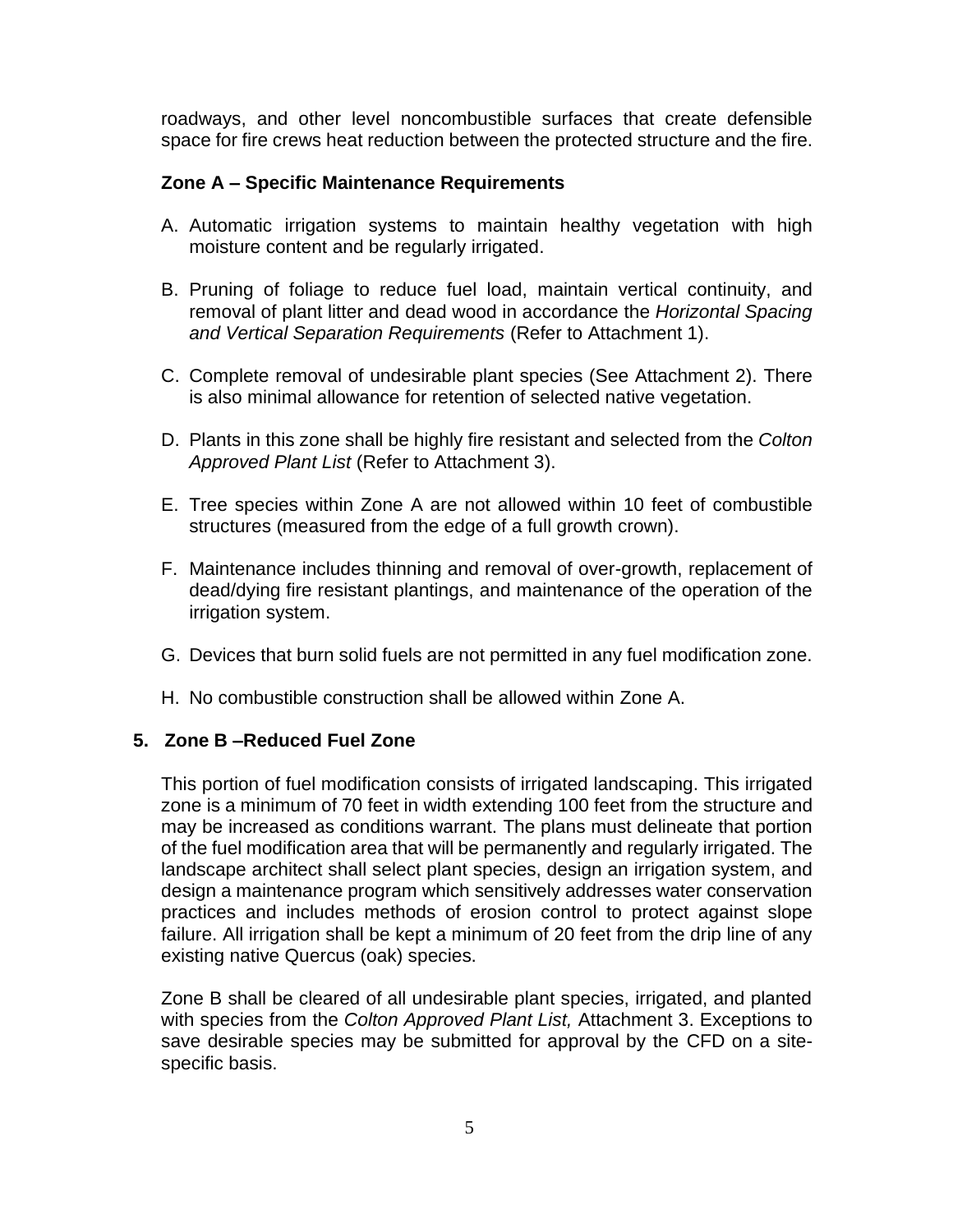roadways, and other level noncombustible surfaces that create defensible space for fire crews heat reduction between the protected structure and the fire.

**Zone A – Specific Maintenance Requirements**

A. Automatic irrigation systems to maintain healthy vegetation with high moisture content and be regularly irrigated.

B. Pruning of foliage to reduce fuel load, maintain vertical continuity, and removal of plant litter and dead wood in accordance the *Horizontal Spacing and Vertical Separation Requirements* (Refer to Attachment 1).

C. Complete removal of undesirable plant species (See Attachment 2). There is also minimal allowance for retention of selected native vegetation.

D. Plants in this zone shall be highly fire resistant and selected from the *Colton Approved Plant List* (Refer to Attachment 3).

E. Tree species within Zone A are not allowed within 10 feet of combustible structures (measured from the edge of a full growth crown).

F. Maintenance includes thinning and removal of over-growth, replacement of dead/dying fire resistant plantings, and maintenance of the operation of the irrigation system.

G. Devices that burn solid fuels are not permitted in any fuel modification zone.

H. No combustible construction shall be allowed within Zone A.

## 5. Zone B –Reduced Fuel Zone

This portion of fuel modification consists of irrigated landscaping. This irrigated zone is a minimum of 70 feet in width extending 100 feet from the structure and may be increased as conditions warrant. The plans must delineate that portion of the fuel modification area that will be permanently and regularly irrigated. The landscape architect shall select plant species, design an irrigation system, and design a maintenance program which sensitively addresses water conservation practices and includes methods of erosion control to protect against slope failure. All irrigation shall be kept a minimum of 20 feet from the drip line of any existing native Quercus (oak) species.

Zone B shall be cleared of all undesirable plant species, irrigated, and planted with species from the *Colton Approved Plant List,* Attachment 3. Exceptions to save desirable species may be submitted for approval by the CFD on a site-specific basis.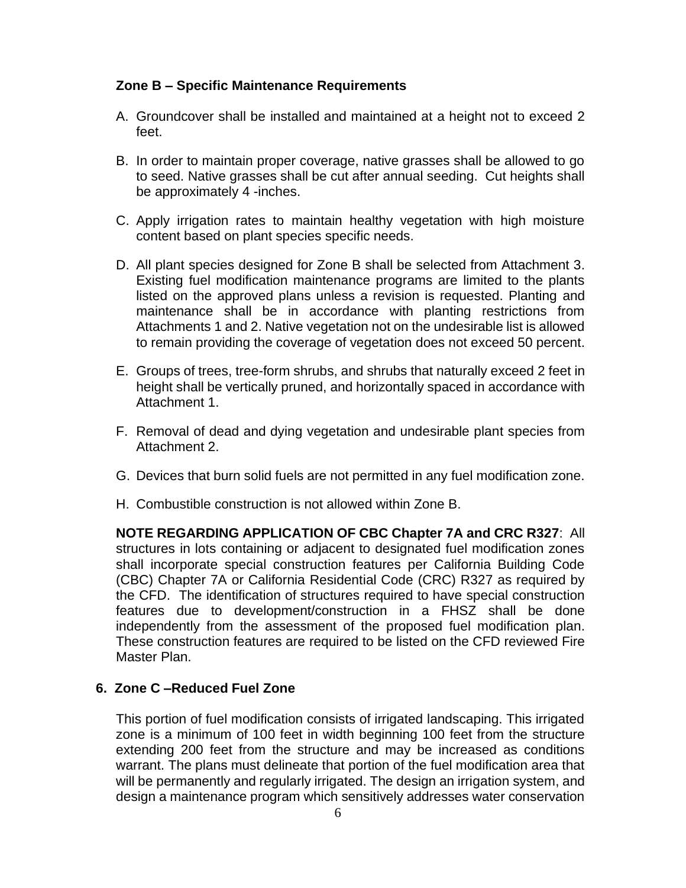**Zone B – Specific Maintenance Requirements**

A. Groundcover shall be installed and maintained at a height not to exceed 2 feet.

B. In order to maintain proper coverage, native grasses shall be allowed to go to seed. Native grasses shall be cut after annual seeding. Cut heights shall be approximately 4 -inches.

C. Apply irrigation rates to maintain healthy vegetation with high moisture content based on plant species specific needs.

D. All plant species designed for Zone B shall be selected from Attachment 3. Existing fuel modification maintenance programs are limited to the plants listed on the approved plans unless a revision is requested. Planting and maintenance shall be in accordance with planting restrictions from Attachments 1 and 2. Native vegetation not on the undesirable list is allowed to remain providing the coverage of vegetation does not exceed 50 percent.

E. Groups of trees, tree-form shrubs, and shrubs that naturally exceed 2 feet in height shall be vertically pruned, and horizontally spaced in accordance with Attachment 1.

F. Removal of dead and dying vegetation and undesirable plant species from Attachment 2.

G. Devices that burn solid fuels are not permitted in any fuel modification zone.

H. Combustible construction is not allowed within Zone B.

**NOTE REGARDING APPLICATION OF CBC Chapter 7A and CRC R327**: All structures in lots containing or adjacent to designated fuel modification zones shall incorporate special construction features per California Building Code (CBC) Chapter 7A or California Residential Code (CRC) R327 as required by the CFD. The identification of structures required to have special construction features due to development/construction in a FHSZ shall be done independently from the assessment of the proposed fuel modification plan. These construction features are required to be listed on the CFD reviewed Fire Master Plan.

### 6. Zone C –Reduced Fuel Zone

This portion of fuel modification consists of irrigated landscaping. This irrigated zone is a minimum of 100 feet in width beginning 100 feet from the structure extending 200 feet from the structure and may be increased as conditions warrant. The plans must delineate that portion of the fuel modification area that will be permanently and regularly irrigated. The design an irrigation system, and design a maintenance program which sensitively addresses water conservation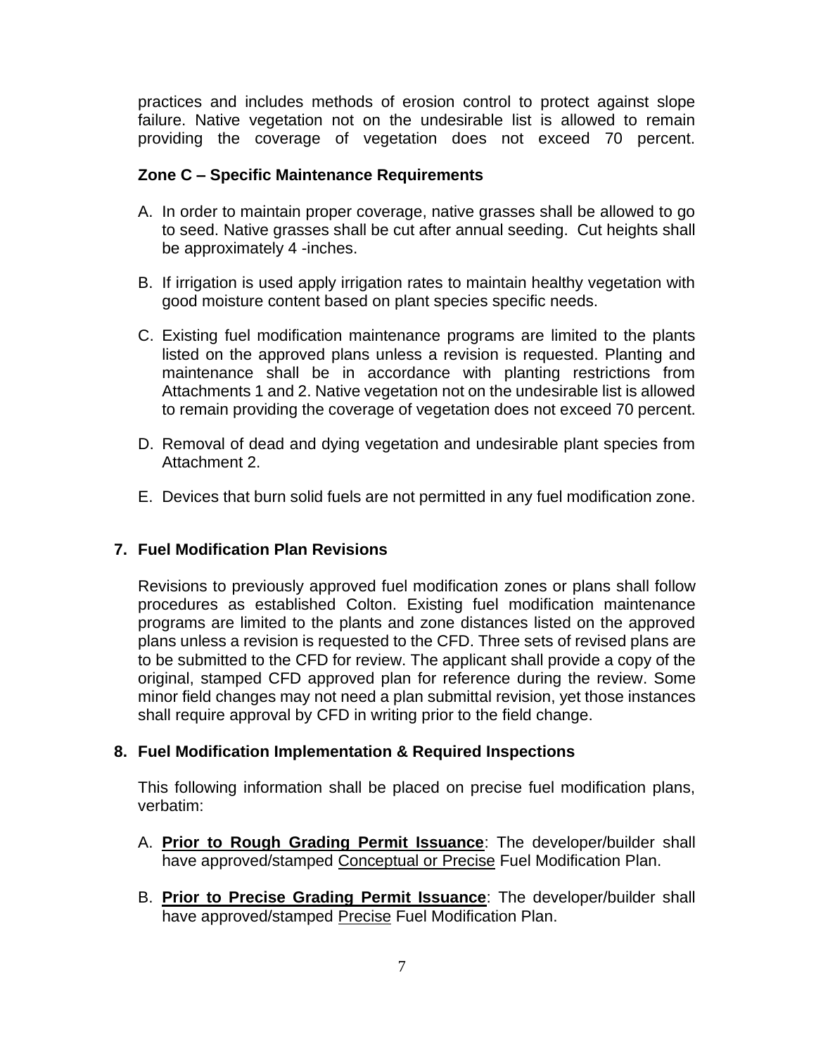practices and includes methods of erosion control to protect against slope failure. Native vegetation not on the undesirable list is allowed to remain providing the coverage of vegetation does not exceed 70 percent.

**Zone C – Specific Maintenance Requirements**

A. In order to maintain proper coverage, native grasses shall be allowed to go to seed. Native grasses shall be cut after annual seeding. Cut heights shall be approximately 4 -inches.

B. If irrigation is used apply irrigation rates to maintain healthy vegetation with good moisture content based on plant species specific needs.

C. Existing fuel modification maintenance programs are limited to the plants listed on the approved plans unless a revision is requested. Planting and maintenance shall be in accordance with planting restrictions from Attachments 1 and 2. Native vegetation not on the undesirable list is allowed to remain providing the coverage of vegetation does not exceed 70 percent.

D. Removal of dead and dying vegetation and undesirable plant species from Attachment 2.

E. Devices that burn solid fuels are not permitted in any fuel modification zone.

## 7. Fuel Modification Plan Revisions

Revisions to previously approved fuel modification zones or plans shall follow procedures as established Colton. Existing fuel modification maintenance programs are limited to the plants and zone distances listed on the approved plans unless a revision is requested to the CFD. Three sets of revised plans are to be submitted to the CFD for review. The applicant shall provide a copy of the original, stamped CFD approved plan for reference during the review. Some minor field changes may not need a plan submittal revision, yet those instances shall require approval by CFD in writing prior to the field change.

## 8. Fuel Modification Implementation & Required Inspections

This following information shall be placed on precise fuel modification plans, verbatim:

A. **Prior to Rough Grading Permit Issuance**: The developer/builder shall have approved/stamped Conceptual or Precise Fuel Modification Plan.

B. **Prior to Precise Grading Permit Issuance**: The developer/builder shall have approved/stamped Precise Fuel Modification Plan.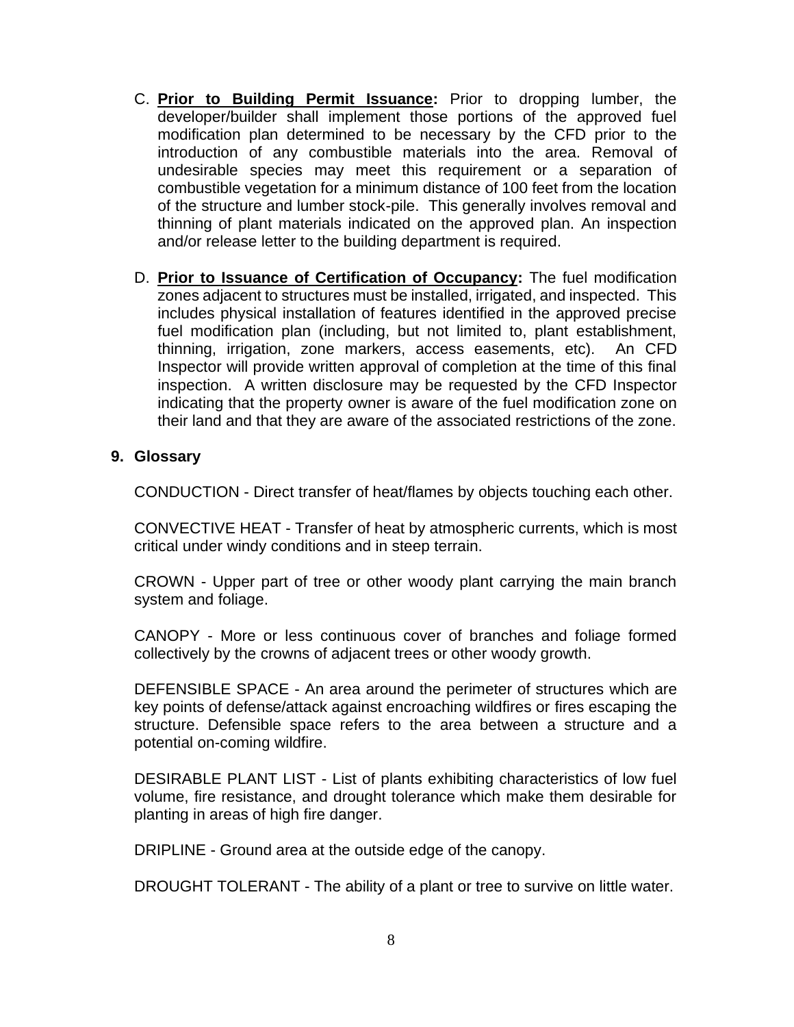C. **<u>Prior to Building Permit Issuance</u>:** Prior to dropping lumber, the developer/builder shall implement those portions of the approved fuel modification plan determined to be necessary by the CFD prior to the introduction of any combustible materials into the area. Removal of undesirable species may meet this requirement or a separation of combustible vegetation for a minimum distance of 100 feet from the location of the structure and lumber stock-pile. This generally involves removal and thinning of plant materials indicated on the approved plan. An inspection and/or release letter to the building department is required.

D. **<u>Prior to Issuance of Certification of Occupancy</u>:** The fuel modification zones adjacent to structures must be installed, irrigated, and inspected. This includes physical installation of features identified in the approved precise fuel modification plan (including, but not limited to, plant establishment, thinning, irrigation, zone markers, access easements, etc). An CFD Inspector will provide written approval of completion at the time of this final inspection. A written disclosure may be requested by the CFD Inspector indicating that the property owner is aware of the fuel modification zone on their land and that they are aware of the associated restrictions of the zone.

## 9. Glossary

CONDUCTION - Direct transfer of heat/flames by objects touching each other.

CONVECTIVE HEAT - Transfer of heat by atmospheric currents, which is most critical under windy conditions and in steep terrain.

CROWN - Upper part of tree or other woody plant carrying the main branch system and foliage.

CANOPY - More or less continuous cover of branches and foliage formed collectively by the crowns of adjacent trees or other woody growth.

DEFENSIBLE SPACE - An area around the perimeter of structures which are key points of defense/attack against encroaching wildfires or fires escaping the structure. Defensible space refers to the area between a structure and a potential on-coming wildfire.

DESIRABLE PLANT LIST - List of plants exhibiting characteristics of low fuel volume, fire resistance, and drought tolerance which make them desirable for planting in areas of high fire danger.

DRIPLINE - Ground area at the outside edge of the canopy.

DROUGHT TOLERANT - The ability of a plant or tree to survive on little water.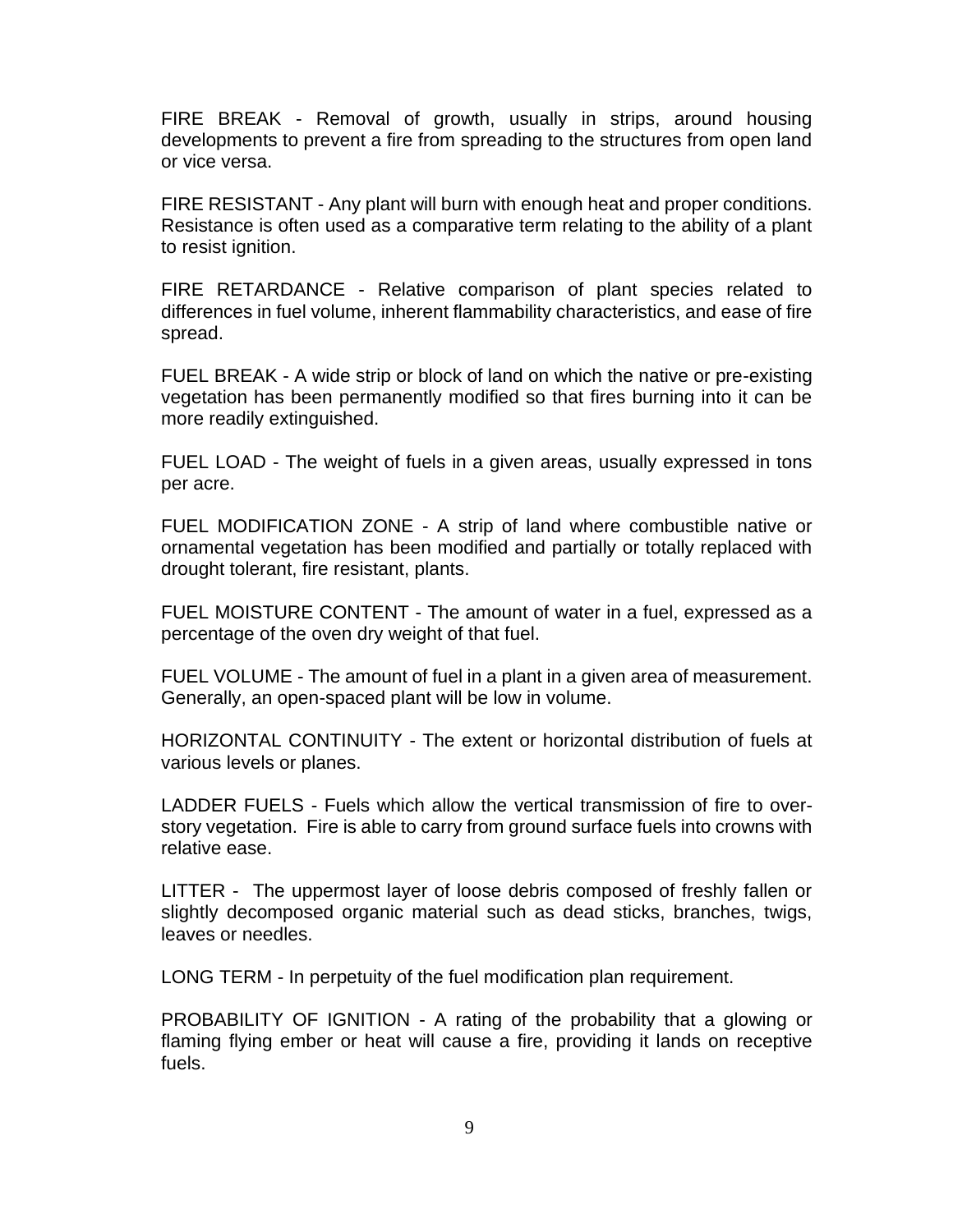FIRE BREAK - Removal of growth, usually in strips, around housing developments to prevent a fire from spreading to the structures from open land or vice versa.

FIRE RESISTANT - Any plant will burn with enough heat and proper conditions. Resistance is often used as a comparative term relating to the ability of a plant to resist ignition.

FIRE RETARDANCE - Relative comparison of plant species related to differences in fuel volume, inherent flammability characteristics, and ease of fire spread.

FUEL BREAK - A wide strip or block of land on which the native or pre-existing vegetation has been permanently modified so that fires burning into it can be more readily extinguished.

FUEL LOAD - The weight of fuels in a given areas, usually expressed in tons per acre.

FUEL MODIFICATION ZONE - A strip of land where combustible native or ornamental vegetation has been modified and partially or totally replaced with drought tolerant, fire resistant, plants.

FUEL MOISTURE CONTENT - The amount of water in a fuel, expressed as a percentage of the oven dry weight of that fuel.

FUEL VOLUME - The amount of fuel in a plant in a given area of measurement. Generally, an open-spaced plant will be low in volume.

HORIZONTAL CONTINUITY - The extent or horizontal distribution of fuels at various levels or planes.

LADDER FUELS - Fuels which allow the vertical transmission of fire to over-story vegetation. Fire is able to carry from ground surface fuels into crowns with relative ease.

LITTER - The uppermost layer of loose debris composed of freshly fallen or slightly decomposed organic material such as dead sticks, branches, twigs, leaves or needles.

LONG TERM - In perpetuity of the fuel modification plan requirement.

PROBABILITY OF IGNITION - A rating of the probability that a glowing or flaming flying ember or heat will cause a fire, providing it lands on receptive fuels.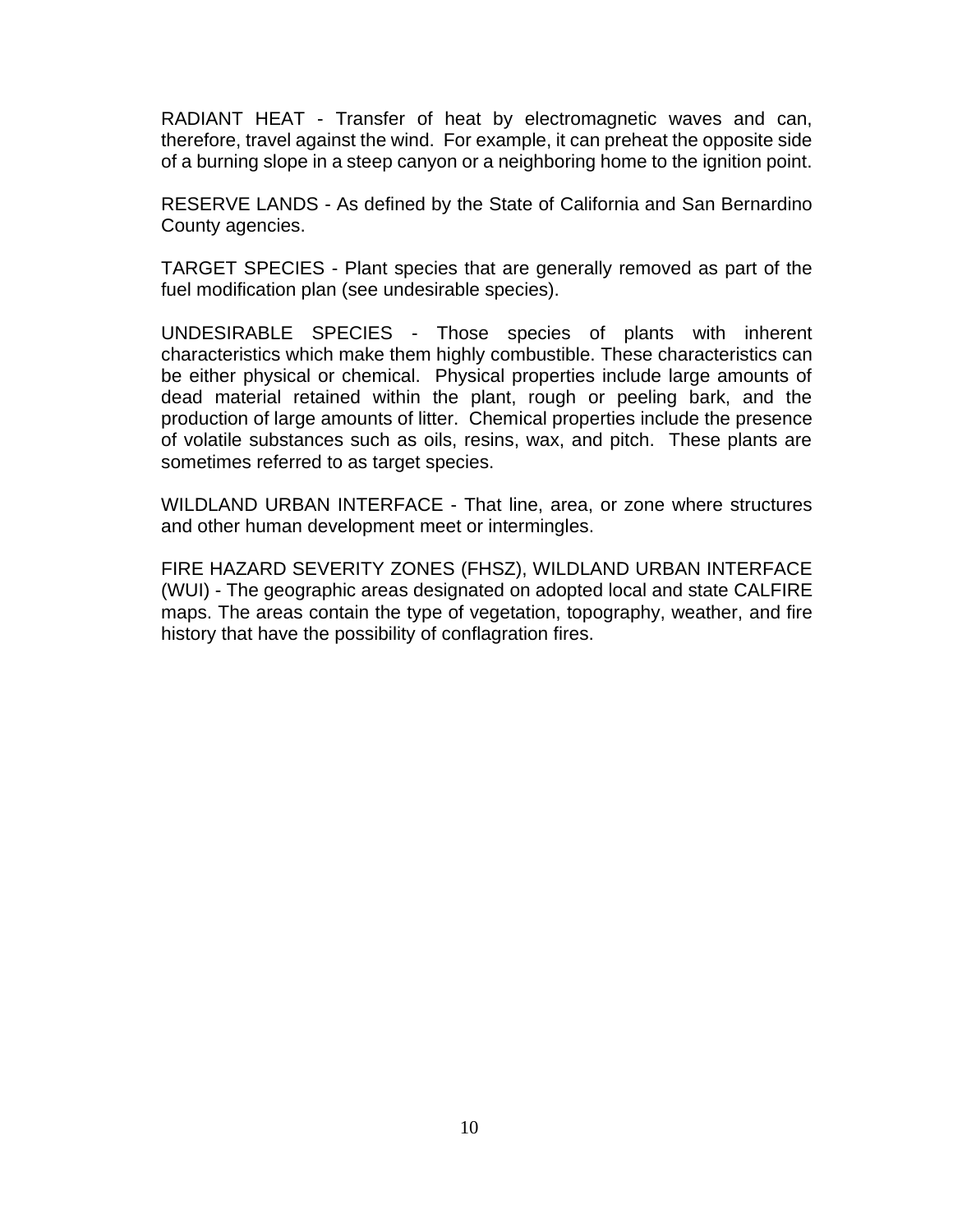RADIANT HEAT - Transfer of heat by electromagnetic waves and can, therefore, travel against the wind. For example, it can preheat the opposite side of a burning slope in a steep canyon or a neighboring home to the ignition point.

RESERVE LANDS - As defined by the State of California and San Bernardino County agencies.

TARGET SPECIES - Plant species that are generally removed as part of the fuel modification plan (see undesirable species).

UNDESIRABLE SPECIES - Those species of plants with inherent characteristics which make them highly combustible. These characteristics can be either physical or chemical. Physical properties include large amounts of dead material retained within the plant, rough or peeling bark, and the production of large amounts of litter. Chemical properties include the presence of volatile substances such as oils, resins, wax, and pitch. These plants are sometimes referred to as target species.

WILDLAND URBAN INTERFACE - That line, area, or zone where structures and other human development meet or intermingles.

FIRE HAZARD SEVERITY ZONES (FHSZ), WILDLAND URBAN INTERFACE (WUI) - The geographic areas designated on adopted local and state CALFIRE maps. The areas contain the type of vegetation, topography, weather, and fire history that have the possibility of conflagration fires.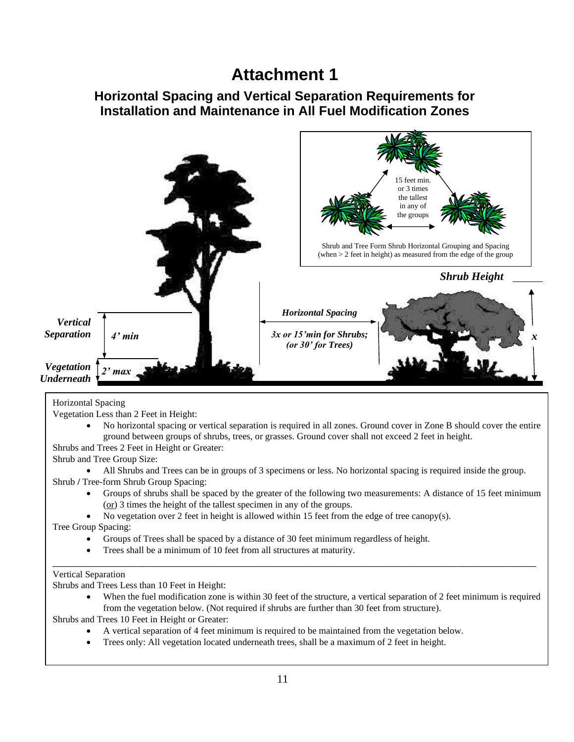# Attachment 1

## Horizontal Spacing and Vertical Separation Requirements for Installation and Maintenance in All Fuel Modification Zones

15 feet min. or 3 times the tallest in any of the groups

Shrub and Tree Form Shrub Horizontal Grouping and Spacing (when > 2 feet in height) as measured from the edge of the group

***Shrub Height***

***Horizontal Spacing***

***3x or 15'min for Shrubs; (or 30' for Trees)***

***Vertical Separation*** ***4' min***

***Vegetation Underneath*** ***2' max***

***x***

Horizontal Spacing

Vegetation Less than 2 Feet in Height:

- No horizontal spacing or vertical separation is required in all zones. Ground cover in Zone B should cover the entire ground between groups of shrubs, trees, or grasses. Ground cover shall not exceed 2 feet in height.

Shrubs and Trees 2 Feet in Height or Greater:

Shrub and Tree Group Size:

- All Shrubs and Trees can be in groups of 3 specimens or less. No horizontal spacing is required inside the group.

Shrub / Tree-form Shrub Group Spacing:

- Groups of shrubs shall be spaced by the greater of the following two measurements: A distance of 15 feet minimum (<u>or</u>) 3 times the height of the tallest specimen in any of the groups.
- No vegetation over 2 feet in height is allowed within 15 feet from the edge of tree canopy(s).

Tree Group Spacing:

- Groups of Trees shall be spaced by a distance of 30 feet minimum regardless of height.
- Trees shall be a minimum of 10 feet from all structures at maturity.

---

Vertical Separation

Shrubs and Trees Less than 10 Feet in Height:

- When the fuel modification zone is within 30 feet of the structure, a vertical separation of 2 feet minimum is required from the vegetation below. (Not required if shrubs are further than 30 feet from structure).

Shrubs and Trees 10 Feet in Height or Greater:

- A vertical separation of 4 feet minimum is required to be maintained from the vegetation below.
- Trees only: All vegetation located underneath trees, shall be a maximum of 2 feet in height.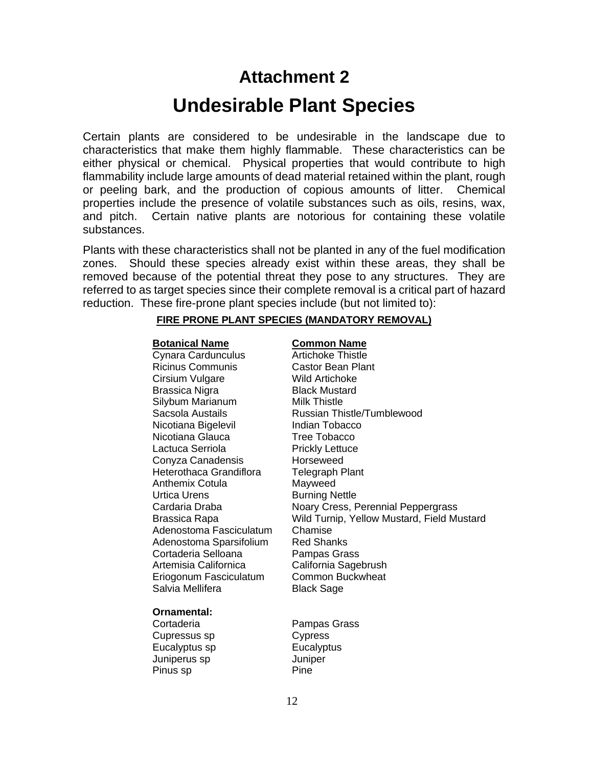# Attachment 2

# Undesirable Plant Species

Certain plants are considered to be undesirable in the landscape due to characteristics that make them highly flammable. These characteristics can be either physical or chemical. Physical properties that would contribute to high flammability include large amounts of dead material retained within the plant, rough or peeling bark, and the production of copious amounts of litter. Chemical properties include the presence of volatile substances such as oils, resins, wax, and pitch. Certain native plants are notorious for containing these volatile substances.

Plants with these characteristics shall not be planted in any of the fuel modification zones. Should these species already exist within these areas, they shall be removed because of the potential threat they pose to any structures. They are referred to as target species since their complete removal is a critical part of hazard reduction. These fire-prone plant species include (but not limited to):

**FIRE PRONE PLANT SPECIES (MANDATORY REMOVAL)**

| Botanical Name | Common Name |
|---|---|
| Cynara Cardunculus | Artichoke Thistle |
| Ricinus Communis | Castor Bean Plant |
| Cirsium Vulgare | Wild Artichoke |
| Brassica Nigra | Black Mustard |
| Silybum Marianum | Milk Thistle |
| Sacsola Austails | Russian Thistle/Tumblewood |
| Nicotiana Bigelevil | Indian Tobacco |
| Nicotiana Glauca | Tree Tobacco |
| Lactuca Serriola | Prickly Lettuce |
| Conyza Canadensis | Horseweed |
| Heterothaca Grandiflora | Telegraph Plant |
| Anthemix Cotula | Mayweed |
| Urtica Urens | Burning Nettle |
| Cardaria Draba | Noary Cress, Perennial Peppergrass |
| Brassica Rapa | Wild Turnip, Yellow Mustard, Field Mustard |
| Adenostoma Fasciculatum | Chamise |
| Adenostoma Sparsifolium | Red Shanks |
| Cortaderia Selloana | Pampas Grass |
| Artemisia Californica | California Sagebrush |
| Eriogonum Fasciculatum | Common Buckwheat |
| Salvia Mellifera | Black Sage |
| **Ornamental:** | |
| Cortaderia | Pampas Grass |
| Cupressus sp | Cypress |
| Eucalyptus sp | Eucalyptus |
| Juniperus sp | Juniper |
| Pinus sp | Pine |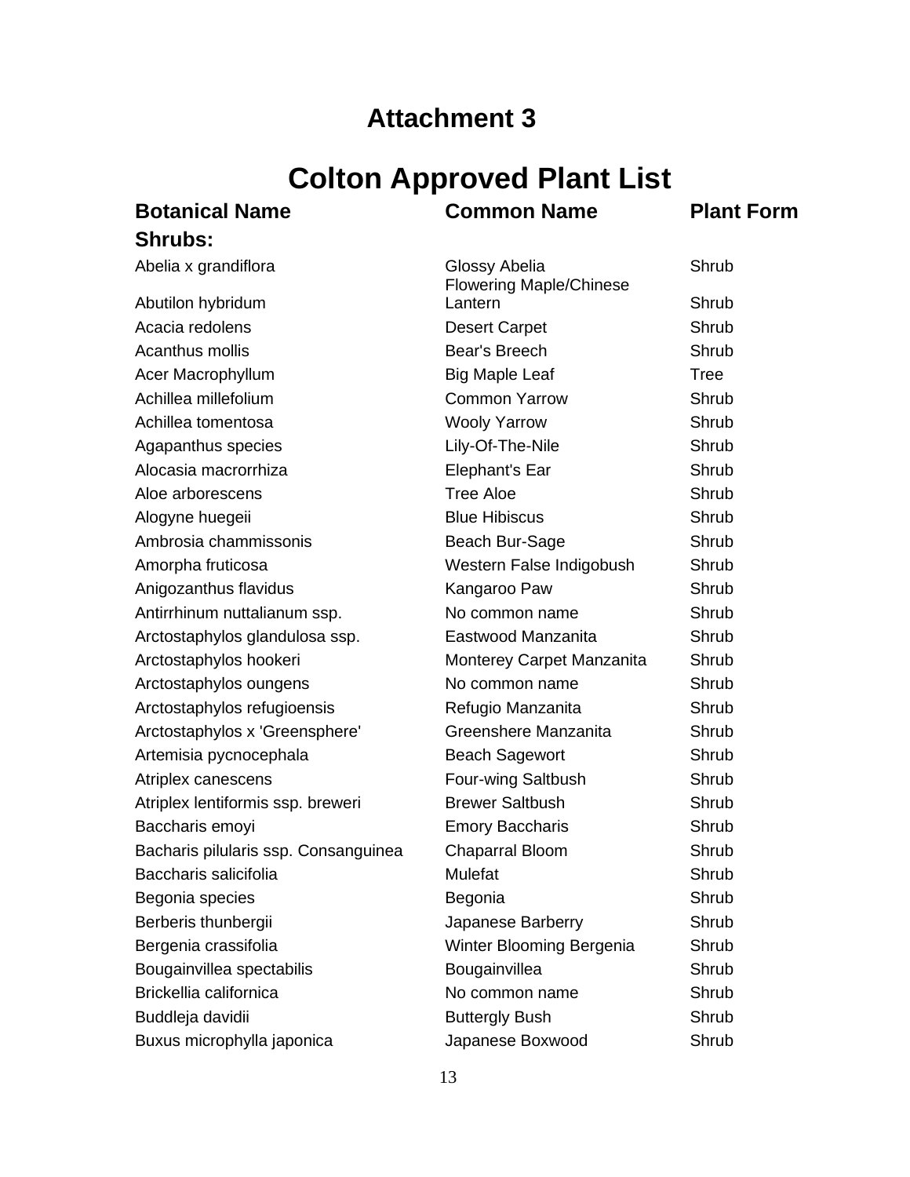# Attachment 3

# Colton Approved Plant List

| Botanical Name | Common Name | Plant Form |
|---|---|---|
| **Shrubs:** | | |
| Abelia x grandiflora | Glossy Abelia | Shrub |
| Abutilon hybridum | Flowering Maple/Chinese Lantern | Shrub |
| Acacia redolens | Desert Carpet | Shrub |
| Acanthus mollis | Bear's Breech | Shrub |
| Acer Macrophyllum | Big Maple Leaf | Tree |
| Achillea millefolium | Common Yarrow | Shrub |
| Achillea tomentosa | Wooly Yarrow | Shrub |
| Agapanthus species | Lily-Of-The-Nile | Shrub |
| Alocasia macrorrhiza | Elephant's Ear | Shrub |
| Aloe arborescens | Tree Aloe | Shrub |
| Alogyne huegeii | Blue Hibiscus | Shrub |
| Ambrosia chammissonis | Beach Bur-Sage | Shrub |
| Amorpha fruticosa | Western False Indigobush | Shrub |
| Anigozanthus flavidus | Kangaroo Paw | Shrub |
| Antirrhinum nuttalianum ssp. | No common name | Shrub |
| Arctostaphylos glandulosa ssp. | Eastwood Manzanita | Shrub |
| Arctostaphylos hookeri | Monterey Carpet Manzanita | Shrub |
| Arctostaphylos oungens | No common name | Shrub |
| Arctostaphylos refugioensis | Refugio Manzanita | Shrub |
| Arctostaphylos x 'Greensphere' | Greenshere Manzanita | Shrub |
| Artemisia pycnocephala | Beach Sagewort | Shrub |
| Atriplex canescens | Four-wing Saltbush | Shrub |
| Atriplex lentiformis ssp. breweri | Brewer Saltbush | Shrub |
| Baccharis emoyi | Emory Baccharis | Shrub |
| Bacharis pilularis ssp. Consanguinea | Chaparral Bloom | Shrub |
| Baccharis salicifolia | Mulefat | Shrub |
| Begonia species | Begonia | Shrub |
| Berberis thunbergii | Japanese Barberry | Shrub |
| Bergenia crassifolia | Winter Blooming Bergenia | Shrub |
| Bougainvillea spectabilis | Bougainvillea | Shrub |
| Brickellia californica | No common name | Shrub |
| Buddleja davidii | Buttergly Bush | Shrub |
| Buxus microphylla japonica | Japanese Boxwood | Shrub |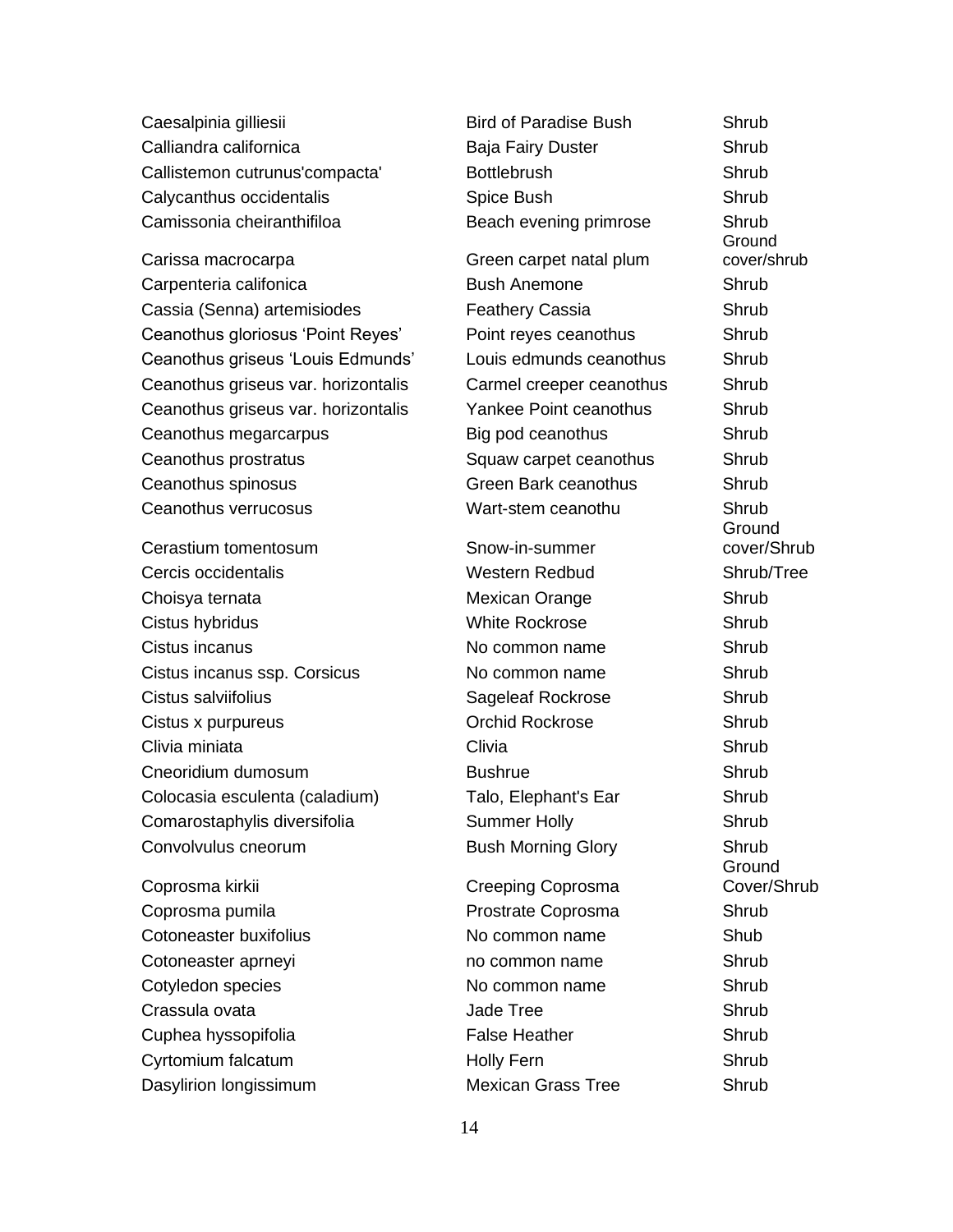| | | |
|---|---|---|
| Caesalpinia gilliesii | Bird of Paradise Bush | Shrub |
| Calliandra californica | Baja Fairy Duster | Shrub |
| Callistemon cutrunus'compacta' | Bottlebrush | Shrub |
| Calycanthus occidentalis | Spice Bush | Shrub |
| Camissonia cheiranthifiloa | Beach evening primrose | Shrub |
| Carissa macrocarpa | Green carpet natal plum | Ground cover/shrub |
| Carpenteria califonica | Bush Anemone | Shrub |
| Cassia (Senna) artemisiodes | Feathery Cassia | Shrub |
| Ceanothus gloriosus 'Point Reyes' | Point reyes ceanothus | Shrub |
| Ceanothus griseus 'Louis Edmunds' | Louis edmunds ceanothus | Shrub |
| Ceanothus griseus var. horizontalis | Carmel creeper ceanothus | Shrub |
| Ceanothus griseus var. horizontalis | Yankee Point ceanothus | Shrub |
| Ceanothus megarcarpus | Big pod ceanothus | Shrub |
| Ceanothus prostratus | Squaw carpet ceanothus | Shrub |
| Ceanothus spinosus | Green Bark ceanothus | Shrub |
| Ceanothus verrucosus | Wart-stem ceanothu | Shrub |
| Cerastium tomentosum | Snow-in-summer | Ground cover/Shrub |
| Cercis occidentalis | Western Redbud | Shrub/Tree |
| Choisya ternata | Mexican Orange | Shrub |
| Cistus hybridus | White Rockrose | Shrub |
| Cistus incanus | No common name | Shrub |
| Cistus incanus ssp. Corsicus | No common name | Shrub |
| Cistus salviifolius | Sageleaf Rockrose | Shrub |
| Cistus x purpureus | Orchid Rockrose | Shrub |
| Clivia miniata | Clivia | Shrub |
| Cneoridium dumosum | Bushrue | Shrub |
| Colocasia esculenta (caladium) | Talo, Elephant's Ear | Shrub |
| Comarostaphylis diversifolia | Summer Holly | Shrub |
| Convolvulus cneorum | Bush Morning Glory | Shrub |
| Coprosma kirkii | Creeping Coprosma | Ground Cover/Shrub |
| Coprosma pumila | Prostrate Coprosma | Shrub |
| Cotoneaster buxifolius | No common name | Shub |
| Cotoneaster aprneyi | no common name | Shrub |
| Cotyledon species | No common name | Shrub |
| Crassula ovata | Jade Tree | Shrub |
| Cuphea hyssopifolia | False Heather | Shrub |
| Cyrtomium falcatum | Holly Fern | Shrub |
| Dasylirion longissimum | Mexican Grass Tree | Shrub |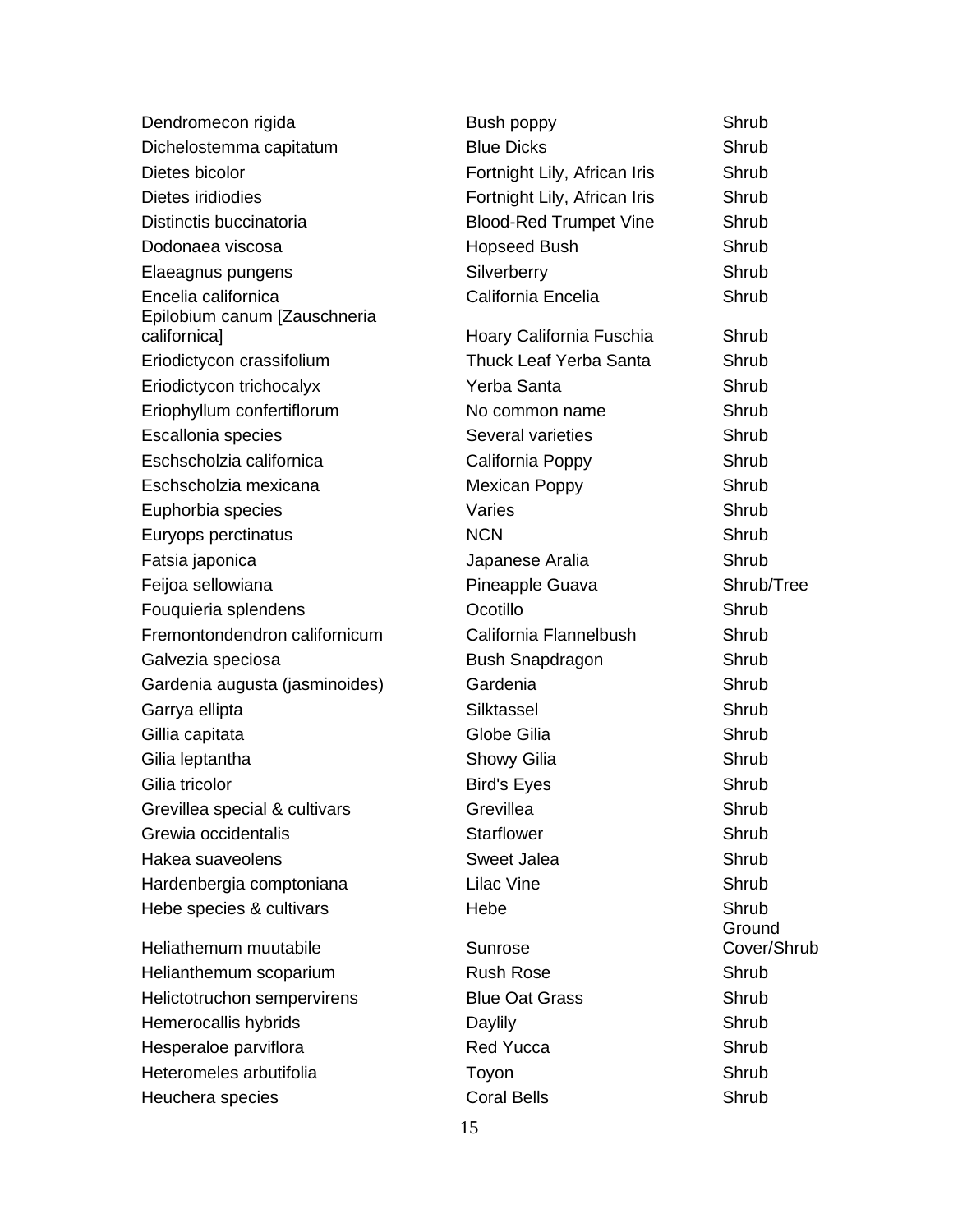| | | |
|---|---|---|
| Dendromecon rigida | Bush poppy | Shrub |
| Dichelostemma capitatum | Blue Dicks | Shrub |
| Dietes bicolor | Fortnight Lily, African Iris | Shrub |
| Dietes iridiodies | Fortnight Lily, African Iris | Shrub |
| Distinctis buccinatoria | Blood-Red Trumpet Vine | Shrub |
| Dodonaea viscosa | Hopseed Bush | Shrub |
| Elaeagnus pungens | Silverberry | Shrub |
| Encelia californica | California Encelia | Shrub |
| Epilobium canum [Zauschneria californica] | Hoary California Fuschia | Shrub |
| Eriodictycon crassifolium | Thuck Leaf Yerba Santa | Shrub |
| Eriodictycon trichocalyx | Yerba Santa | Shrub |
| Eriophyllum confertiflorum | No common name | Shrub |
| Escallonia species | Several varieties | Shrub |
| Eschscholzia californica | California Poppy | Shrub |
| Eschscholzia mexicana | Mexican Poppy | Shrub |
| Euphorbia species | Varies | Shrub |
| Euryops perctinatus | NCN | Shrub |
| Fatsia japonica | Japanese Aralia | Shrub |
| Feijoa sellowiana | Pineapple Guava | Shrub/Tree |
| Fouquieria splendens | Ocotillo | Shrub |
| Fremontondendron californicum | California Flannelbush | Shrub |
| Galvezia speciosa | Bush Snapdragon | Shrub |
| Gardenia augusta (jasminoides) | Gardenia | Shrub |
| Garrya ellipta | Silktassel | Shrub |
| Gillia capitata | Globe Gilia | Shrub |
| Gilia leptantha | Showy Gilia | Shrub |
| Gilia tricolor | Bird's Eyes | Shrub |
| Grevillea special & cultivars | Grevillea | Shrub |
| Grewia occidentalis | Starflower | Shrub |
| Hakea suaveolens | Sweet Jalea | Shrub |
| Hardenbergia comptoniana | Lilac Vine | Shrub |
| Hebe species & cultivars | Hebe | Shrub |
| Heliathemum muutabile | Sunrose | Ground Cover/Shrub |
| Helianthemum scoparium | Rush Rose | Shrub |
| Helictotruchon sempervirens | Blue Oat Grass | Shrub |
| Hemerocallis hybrids | Daylily | Shrub |
| Hesperaloe parviflora | Red Yucca | Shrub |
| Heteromeles arbutifolia | Toyon | Shrub |
| Heuchera species | Coral Bells | Shrub |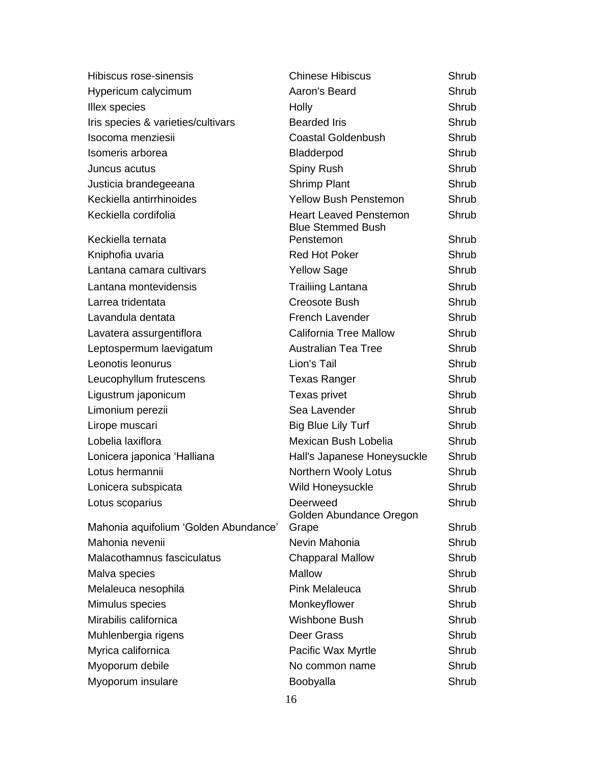| | | |
|---|---|---|
| Hibiscus rose-sinensis | Chinese Hibiscus | Shrub |
| Hypericum calycimum | Aaron's Beard | Shrub |
| Illex species | Holly | Shrub |
| Iris species & varieties/cultivars | Bearded Iris | Shrub |
| Isocoma menziesii | Coastal Goldenbush | Shrub |
| Isomeris arborea | Bladderpod | Shrub |
| Juncus acutus | Spiny Rush | Shrub |
| Justicia brandegeeana | Shrimp Plant | Shrub |
| Keckiella antirrhinoides | Yellow Bush Penstemon | Shrub |
| Keckiella cordifolia | Heart Leaved Penstemon | Shrub |
| Keckiella ternata | Blue Stemmed Bush Penstemon | Shrub |
| Kniphofia uvaria | Red Hot Poker | Shrub |
| Lantana camara cultivars | Yellow Sage | Shrub |
| Lantana montevidensis | Trailiing Lantana | Shrub |
| Larrea tridentata | Creosote Bush | Shrub |
| Lavandula dentata | French Lavender | Shrub |
| Lavatera assurgentiflora | California Tree Mallow | Shrub |
| Leptospermum laevigatum | Australian Tea Tree | Shrub |
| Leonotis leonurus | Lion's Tail | Shrub |
| Leucophyllum frutescens | Texas Ranger | Shrub |
| Ligustrum japonicum | Texas privet | Shrub |
| Limonium perezii | Sea Lavender | Shrub |
| Lirope muscari | Big Blue Lily Turf | Shrub |
| Lobelia laxiflora | Mexican Bush Lobelia | Shrub |
| Lonicera japonica 'Halliana | Hall's Japanese Honeysuckle | Shrub |
| Lotus hermannii | Northern Wooly Lotus | Shrub |
| Lonicera subspicata | Wild Honeysuckle | Shrub |
| Lotus scoparius | Deerweed | Shrub |
| Mahonia aquifolium 'Golden Abundance' | Golden Abundance Oregon Grape | Shrub |
| Mahonia nevenii | Nevin Mahonia | Shrub |
| Malacothamnus fasciculatus | Chapparal Mallow | Shrub |
| Malva species | Mallow | Shrub |
| Melaleuca nesophila | Pink Melaleuca | Shrub |
| Mimulus species | Monkeyflower | Shrub |
| Mirabilis californica | Wishbone Bush | Shrub |
| Muhlenbergia rigens | Deer Grass | Shrub |
| Myrica californica | Pacific Wax Myrtle | Shrub |
| Myoporum debile | No common name | Shrub |
| Myoporum insulare | Boobyalla | Shrub |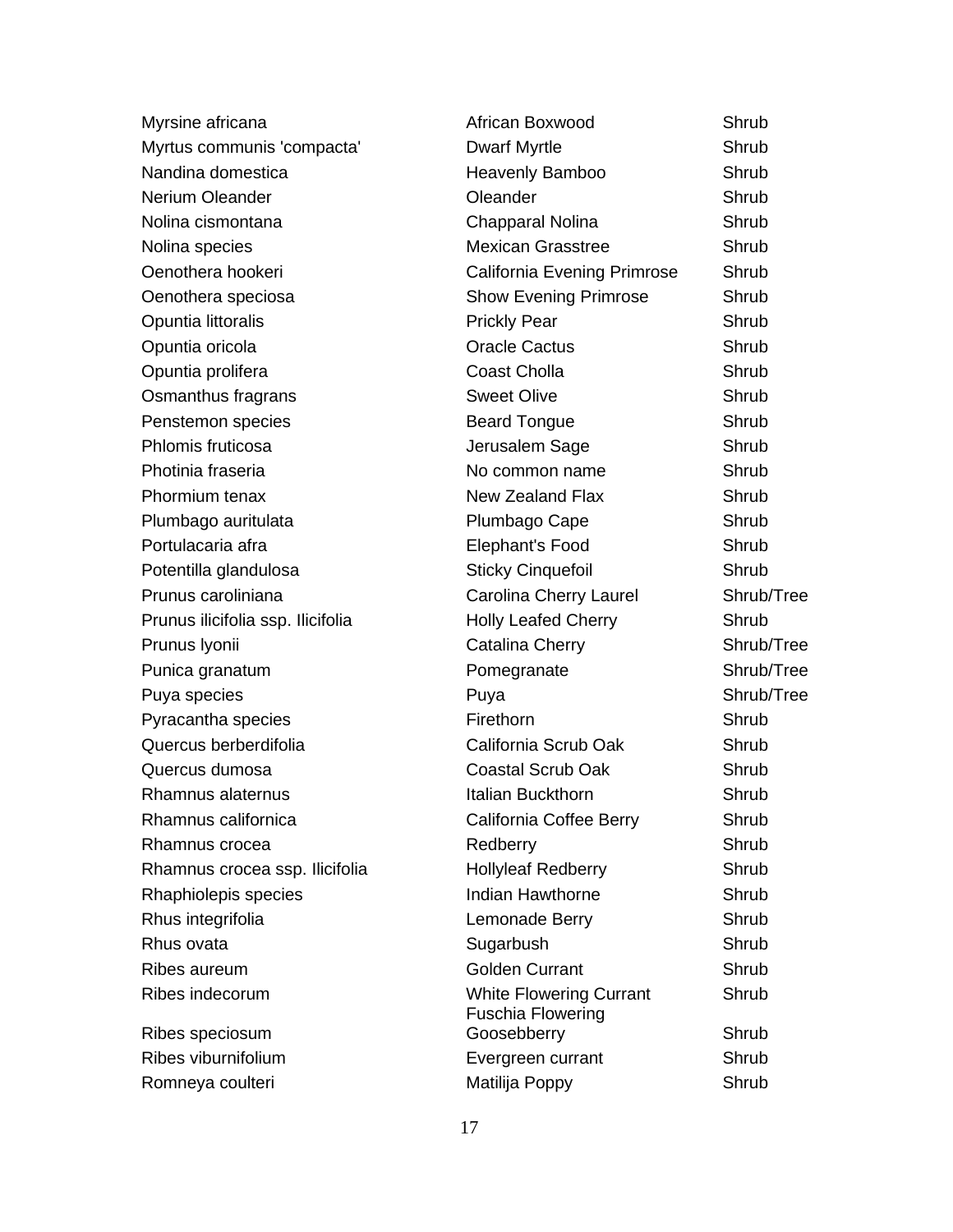| | | |
|---|---|---|
| Myrsine africana | African Boxwood | Shrub |
| Myrtus communis 'compacta' | Dwarf Myrtle | Shrub |
| Nandina domestica | Heavenly Bamboo | Shrub |
| Nerium Oleander | Oleander | Shrub |
| Nolina cismontana | Chapparal Nolina | Shrub |
| Nolina species | Mexican Grasstree | Shrub |
| Oenothera hookeri | California Evening Primrose | Shrub |
| Oenothera speciosa | Show Evening Primrose | Shrub |
| Opuntia littoralis | Prickly Pear | Shrub |
| Opuntia oricola | Oracle Cactus | Shrub |
| Opuntia prolifera | Coast Cholla | Shrub |
| Osmanthus fragrans | Sweet Olive | Shrub |
| Penstemon species | Beard Tongue | Shrub |
| Phlomis fruticosa | Jerusalem Sage | Shrub |
| Photinia fraseria | No common name | Shrub |
| Phormium tenax | New Zealand Flax | Shrub |
| Plumbago auritulata | Plumbago Cape | Shrub |
| Portulacaria afra | Elephant's Food | Shrub |
| Potentilla glandulosa | Sticky Cinquefoil | Shrub |
| Prunus caroliniana | Carolina Cherry Laurel | Shrub/Tree |
| Prunus ilicifolia ssp. Ilicifolia | Holly Leafed Cherry | Shrub |
| Prunus lyonii | Catalina Cherry | Shrub/Tree |
| Punica granatum | Pomegranate | Shrub/Tree |
| Puya species | Puya | Shrub/Tree |
| Pyracantha species | Firethorn | Shrub |
| Quercus berberdifolia | California Scrub Oak | Shrub |
| Quercus dumosa | Coastal Scrub Oak | Shrub |
| Rhamnus alaternus | Italian Buckthorn | Shrub |
| Rhamnus californica | California Coffee Berry | Shrub |
| Rhamnus crocea | Redberry | Shrub |
| Rhamnus crocea ssp. Ilicifolia | Hollyleaf Redberry | Shrub |
| Rhaphiolepis species | Indian Hawthorne | Shrub |
| Rhus integrifolia | Lemonade Berry | Shrub |
| Rhus ovata | Sugarbush | Shrub |
| Ribes aureum | Golden Currant | Shrub |
| Ribes indecorum | White Flowering Currant | Shrub |
| Ribes speciosum | Fuschia Flowering Goosebberry | Shrub |
| Ribes viburnifolium | Evergreen currant | Shrub |
| Romneya coulteri | Matilija Poppy | Shrub |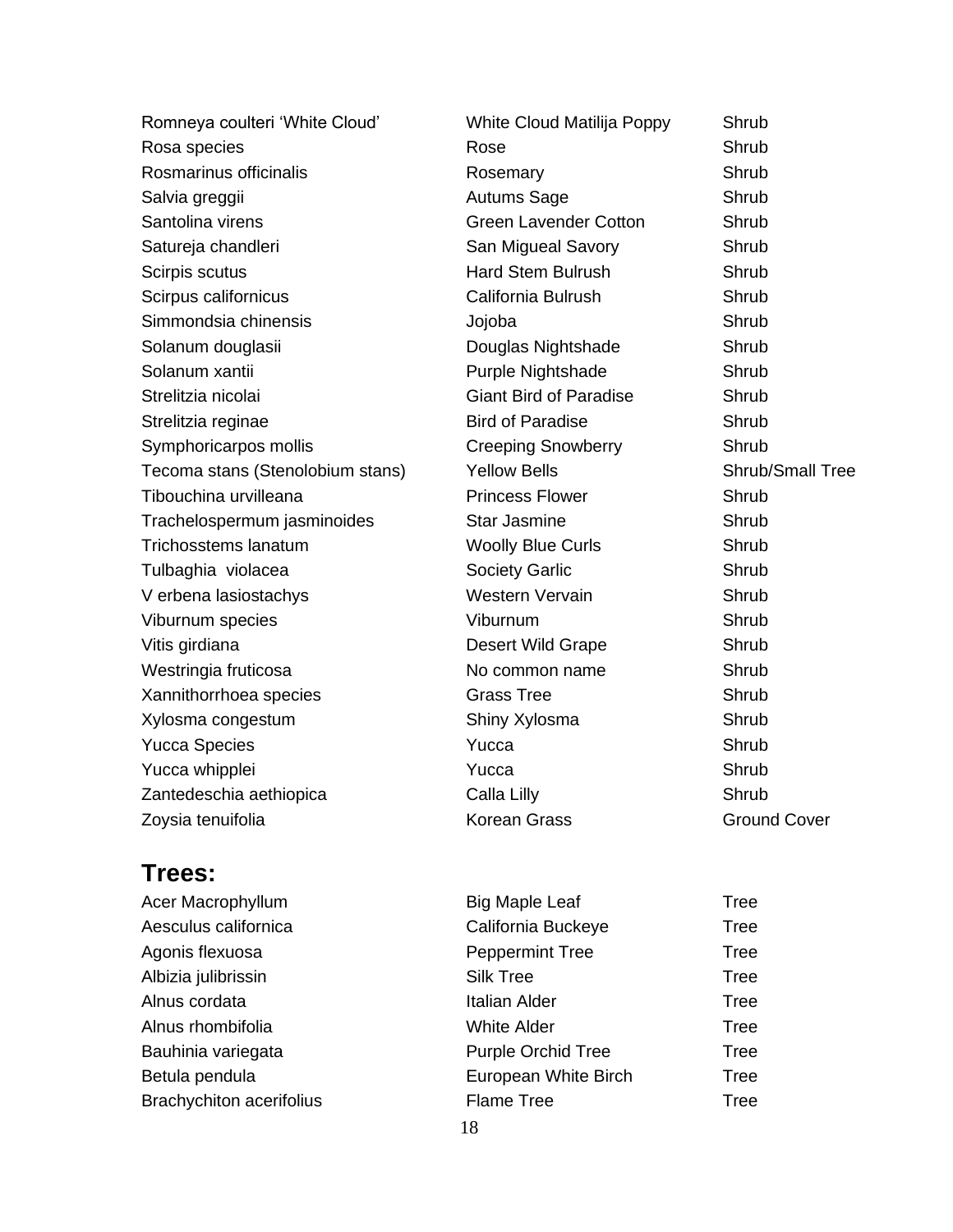| | | |
|---|---|---|
| Romneya coulteri 'White Cloud' | White Cloud Matilija Poppy | Shrub |
| Rosa species | Rose | Shrub |
| Rosmarinus officinalis | Rosemary | Shrub |
| Salvia greggii | Autums Sage | Shrub |
| Santolina virens | Green Lavender Cotton | Shrub |
| Satureja chandleri | San Migueal Savory | Shrub |
| Scirpis scutus | Hard Stem Bulrush | Shrub |
| Scirpus californicus | California Bulrush | Shrub |
| Simmondsia chinensis | Jojoba | Shrub |
| Solanum douglasii | Douglas Nightshade | Shrub |
| Solanum xantii | Purple Nightshade | Shrub |
| Strelitzia nicolai | Giant Bird of Paradise | Shrub |
| Strelitzia reginae | Bird of Paradise | Shrub |
| Symphoricarpos mollis | Creeping Snowberry | Shrub |
| Tecoma stans (Stenolobium stans) | Yellow Bells | Shrub/Small Tree |
| Tibouchina urvilleana | Princess Flower | Shrub |
| Trachelospermum jasminoides | Star Jasmine | Shrub |
| Trichosstems lanatum | Woolly Blue Curls | Shrub |
| Tulbaghia violacea | Society Garlic | Shrub |
| V erbena lasiostachys | Western Vervain | Shrub |
| Viburnum species | Viburnum | Shrub |
| Vitis girdiana | Desert Wild Grape | Shrub |
| Westringia fruticosa | No common name | Shrub |
| Xannithorrhoea species | Grass Tree | Shrub |
| Xylosma congestum | Shiny Xylosma | Shrub |
| Yucca Species | Yucca | Shrub |
| Yucca whipplei | Yucca | Shrub |
| Zantedeschia aethiopica | Calla Lilly | Shrub |
| Zoysia tenuifolia | Korean Grass | Ground Cover |

## Trees:

| | | |
|---|---|---|
| Acer Macrophyllum | Big Maple Leaf | Tree |
| Aesculus californica | California Buckeye | Tree |
| Agonis flexuosa | Peppermint Tree | Tree |
| Albizia julibrissin | Silk Tree | Tree |
| Alnus cordata | Italian Alder | Tree |
| Alnus rhombifolia | White Alder | Tree |
| Bauhinia variegata | Purple Orchid Tree | Tree |
| Betula pendula | European White Birch | Tree |
| Brachychiton acerifolius | Flame Tree | Tree |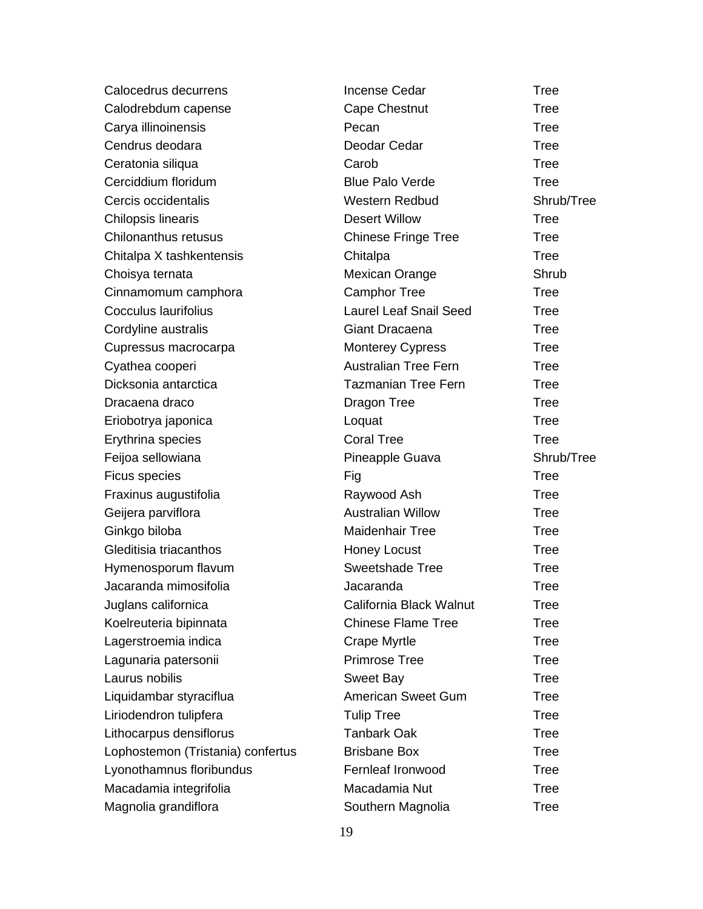| | | |
|---|---|---|
| Calocedrus decurrens | Incense Cedar | Tree |
| Calodrebdum capense | Cape Chestnut | Tree |
| Carya illinoinensis | Pecan | Tree |
| Cendrus deodara | Deodar Cedar | Tree |
| Ceratonia siliqua | Carob | Tree |
| Cerciddium floridum | Blue Palo Verde | Tree |
| Cercis occidentalis | Western Redbud | Shrub/Tree |
| Chilopsis linearis | Desert Willow | Tree |
| Chilonanthus retusus | Chinese Fringe Tree | Tree |
| Chitalpa X tashkentensis | Chitalpa | Tree |
| Choisya ternata | Mexican Orange | Shrub |
| Cinnamomum camphora | Camphor Tree | Tree |
| Cocculus laurifolius | Laurel Leaf Snail Seed | Tree |
| Cordyline australis | Giant Dracaena | Tree |
| Cupressus macrocarpa | Monterey Cypress | Tree |
| Cyathea cooperi | Australian Tree Fern | Tree |
| Dicksonia antarctica | Tazmanian Tree Fern | Tree |
| Dracaena draco | Dragon Tree | Tree |
| Eriobotrya japonica | Loquat | Tree |
| Erythrina species | Coral Tree | Tree |
| Feijoa sellowiana | Pineapple Guava | Shrub/Tree |
| Ficus species | Fig | Tree |
| Fraxinus augustifolia | Raywood Ash | Tree |
| Geijera parviflora | Australian Willow | Tree |
| Ginkgo biloba | Maidenhair Tree | Tree |
| Gleditisia triacanthos | Honey Locust | Tree |
| Hymenosporum flavum | Sweetshade Tree | Tree |
| Jacaranda mimosifolia | Jacaranda | Tree |
| Juglans californica | California Black Walnut | Tree |
| Koelreuteria bipinnata | Chinese Flame Tree | Tree |
| Lagerstroemia indica | Crape Myrtle | Tree |
| Lagunaria patersonii | Primrose Tree | Tree |
| Laurus nobilis | Sweet Bay | Tree |
| Liquidambar styraciflua | American Sweet Gum | Tree |
| Liriodendron tulipfera | Tulip Tree | Tree |
| Lithocarpus densiflorus | Tanbark Oak | Tree |
| Lophostemon (Tristania) confertus | Brisbane Box | Tree |
| Lyonothamnus floribundus | Fernleaf Ironwood | Tree |
| Macadamia integrifolia | Macadamia Nut | Tree |
| Magnolia grandiflora | Southern Magnolia | Tree |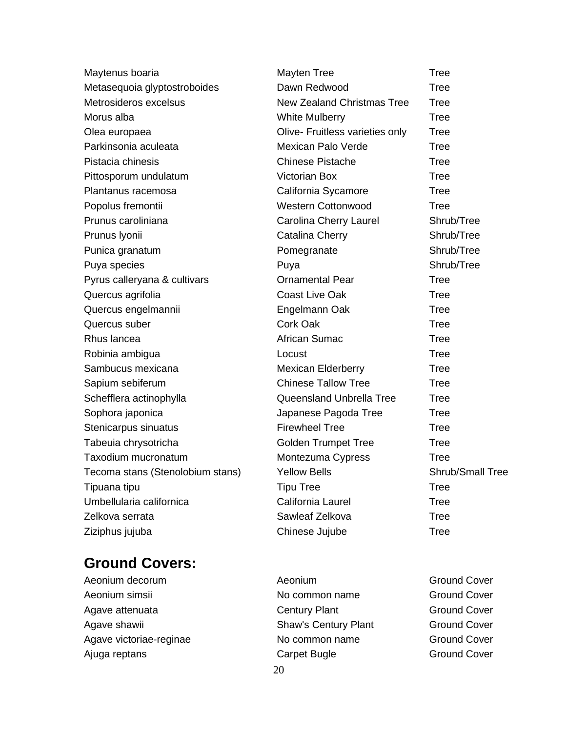| | | |
|---|---|---|
| Maytenus boaria | Mayten Tree | Tree |
| Metasequoia glyptostroboides | Dawn Redwood | Tree |
| Metrosideros excelsus | New Zealand Christmas Tree | Tree |
| Morus alba | White Mulberry | Tree |
| Olea europaea | Olive- Fruitless varieties only | Tree |
| Parkinsonia aculeata | Mexican Palo Verde | Tree |
| Pistacia chinesis | Chinese Pistache | Tree |
| Pittosporum undulatum | Victorian Box | Tree |
| Plantanus racemosa | California Sycamore | Tree |
| Popolus fremontii | Western Cottonwood | Tree |
| Prunus caroliniana | Carolina Cherry Laurel | Shrub/Tree |
| Prunus lyonii | Catalina Cherry | Shrub/Tree |
| Punica granatum | Pomegranate | Shrub/Tree |
| Puya species | Puya | Shrub/Tree |
| Pyrus calleryana & cultivars | Ornamental Pear | Tree |
| Quercus agrifolia | Coast Live Oak | Tree |
| Quercus engelmannii | Engelmann Oak | Tree |
| Quercus suber | Cork Oak | Tree |
| Rhus lancea | African Sumac | Tree |
| Robinia ambigua | Locust | Tree |
| Sambucus mexicana | Mexican Elderberry | Tree |
| Sapium sebiferum | Chinese Tallow Tree | Tree |
| Schefflera actinophylla | Queensland Unbrella Tree | Tree |
| Sophora japonica | Japanese Pagoda Tree | Tree |
| Stenicarpus sinuatus | Firewheel Tree | Tree |
| Tabeuia chrysotricha | Golden Trumpet Tree | Tree |
| Taxodium mucronatum | Montezuma Cypress | Tree |
| Tecoma stans (Stenolobium stans) | Yellow Bells | Shrub/Small Tree |
| Tipuana tipu | Tipu Tree | Tree |
| Umbellularia californica | California Laurel | Tree |
| Zelkova serrata | Sawleaf Zelkova | Tree |
| Ziziphus jujuba | Chinese Jujube | Tree |

## Ground Covers:

| | | |
|---|---|---|
| Aeonium decorum | Aeonium | Ground Cover |
| Aeonium simsii | No common name | Ground Cover |
| Agave attenuata | Century Plant | Ground Cover |
| Agave shawii | Shaw's Century Plant | Ground Cover |
| Agave victoriae-reginae | No common name | Ground Cover |
| Ajuga reptans | Carpet Bugle | Ground Cover |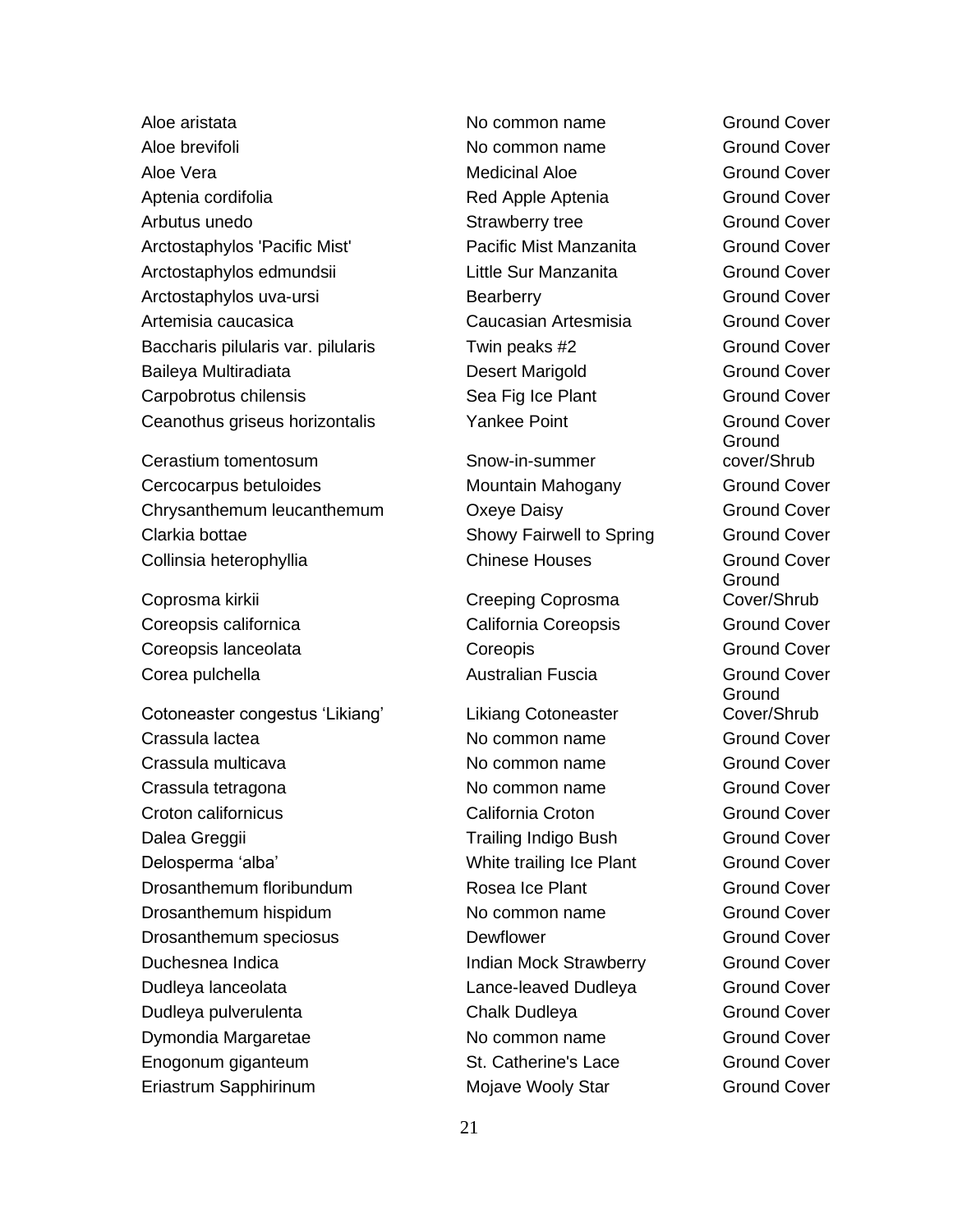| | | |
|---|---|---|
| Aloe aristata | No common name | Ground Cover |
| Aloe brevifoli | No common name | Ground Cover |
| Aloe Vera | Medicinal Aloe | Ground Cover |
| Aptenia cordifolia | Red Apple Aptenia | Ground Cover |
| Arbutus unedo | Strawberry tree | Ground Cover |
| Arctostaphylos 'Pacific Mist' | Pacific Mist Manzanita | Ground Cover |
| Arctostaphylos edmundsii | Little Sur Manzanita | Ground Cover |
| Arctostaphylos uva-ursi | Bearberry | Ground Cover |
| Artemisia caucasica | Caucasian Artesmisia | Ground Cover |
| Baccharis pilularis var. pilularis | Twin peaks #2 | Ground Cover |
| Baileya Multiradiata | Desert Marigold | Ground Cover |
| Carpobrotus chilensis | Sea Fig Ice Plant | Ground Cover |
| Ceanothus griseus horizontalis | Yankee Point | Ground Cover |
| Cerastium tomentosum | Snow-in-summer | Ground cover/Shrub |
| Cercocarpus betuloides | Mountain Mahogany | Ground Cover |
| Chrysanthemum leucanthemum | Oxeye Daisy | Ground Cover |
| Clarkia bottae | Showy Fairwell to Spring | Ground Cover |
| Collinsia heterophyllia | Chinese Houses | Ground Cover |
| Coprosma kirkii | Creeping Coprosma | Ground Cover/Shrub |
| Coreopsis californica | California Coreopsis | Ground Cover |
| Coreopsis lanceolata | Coreopis | Ground Cover |
| Corea pulchella | Australian Fuscia | Ground Cover |
| Cotoneaster congestus 'Likiang' | Likiang Cotoneaster | Ground Cover/Shrub |
| Crassula lactea | No common name | Ground Cover |
| Crassula multicava | No common name | Ground Cover |
| Crassula tetragona | No common name | Ground Cover |
| Croton californicus | California Croton | Ground Cover |
| Dalea Greggii | Trailing Indigo Bush | Ground Cover |
| Delosperma 'alba' | White trailing Ice Plant | Ground Cover |
| Drosanthemum floribundum | Rosea Ice Plant | Ground Cover |
| Drosanthemum hispidum | No common name | Ground Cover |
| Drosanthemum speciosus | Dewflower | Ground Cover |
| Duchesnea Indica | Indian Mock Strawberry | Ground Cover |
| Dudleya lanceolata | Lance-leaved Dudleya | Ground Cover |
| Dudleya pulverulenta | Chalk Dudleya | Ground Cover |
| Dymondia Margaretae | No common name | Ground Cover |
| Enogonum giganteum | St. Catherine's Lace | Ground Cover |
| Eriastrum Sapphirinum | Mojave Wooly Star | Ground Cover |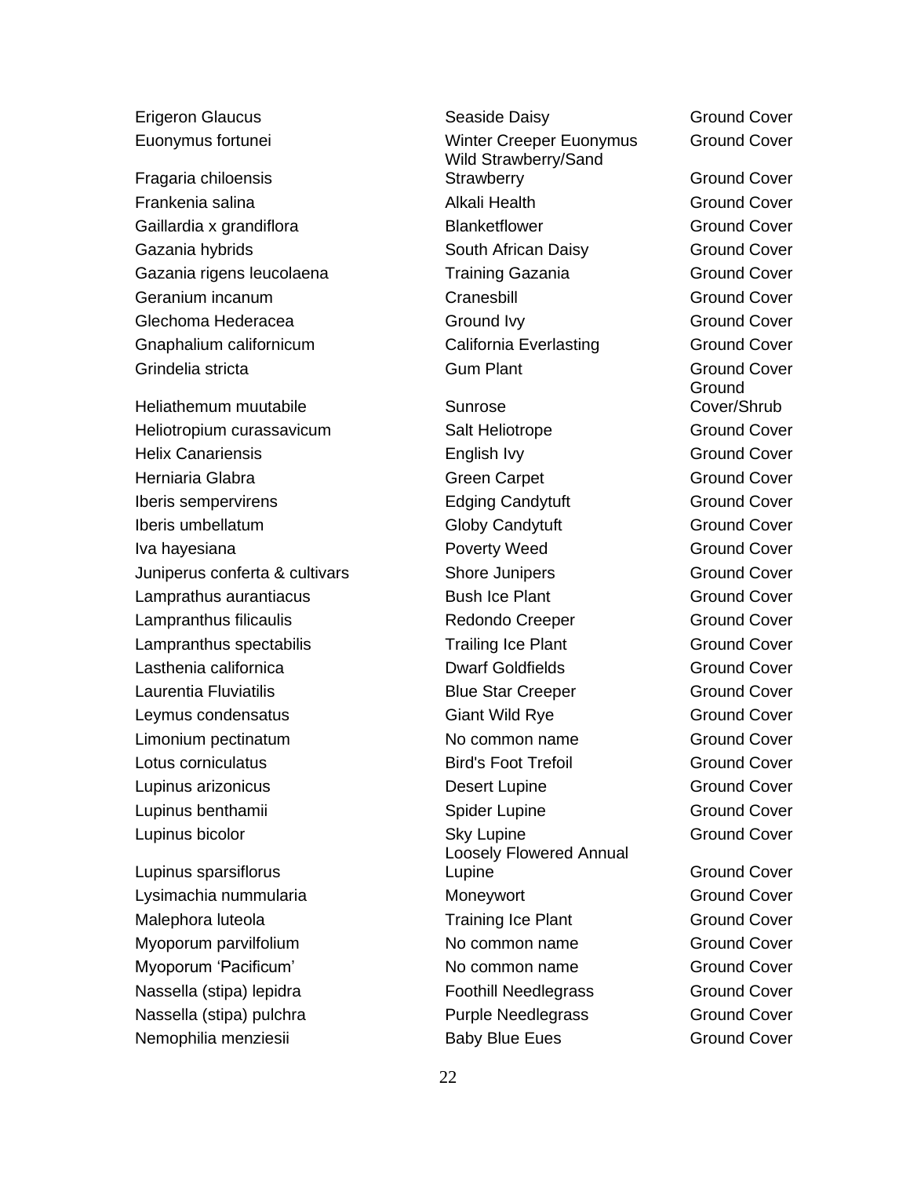| | | |
|---|---|---|
| Erigeron Glaucus | Seaside Daisy | Ground Cover |
| Euonymus fortunei | Winter Creeper Euonymus | Ground Cover |
| Fragaria chiloensis | Wild Strawberry/Sand Strawberry | Ground Cover |
| Frankenia salina | Alkali Health | Ground Cover |
| Gaillardia x grandiflora | Blanketflower | Ground Cover |
| Gazania hybrids | South African Daisy | Ground Cover |
| Gazania rigens leucolaena | Training Gazania | Ground Cover |
| Geranium incanum | Cranesbill | Ground Cover |
| Glechoma Hederacea | Ground Ivy | Ground Cover |
| Gnaphalium californicum | California Everlasting | Ground Cover |
| Grindelia stricta | Gum Plant | Ground Cover |
| Heliathemum muutabile | Sunrose | Ground Cover/Shrub |
| Heliotropium curassavicum | Salt Heliotrope | Ground Cover |
| Helix Canariensis | English Ivy | Ground Cover |
| Herniaria Glabra | Green Carpet | Ground Cover |
| Iberis sempervirens | Edging Candytuft | Ground Cover |
| Iberis umbellatum | Globy Candytuft | Ground Cover |
| Iva hayesiana | Poverty Weed | Ground Cover |
| Juniperus conferta & cultivars | Shore Junipers | Ground Cover |
| Lamprathus aurantiacus | Bush Ice Plant | Ground Cover |
| Lampranthus filicaulis | Redondo Creeper | Ground Cover |
| Lampranthus spectabilis | Trailing Ice Plant | Ground Cover |
| Lasthenia californica | Dwarf Goldfields | Ground Cover |
| Laurentia Fluviatilis | Blue Star Creeper | Ground Cover |
| Leymus condensatus | Giant Wild Rye | Ground Cover |
| Limonium pectinatum | No common name | Ground Cover |
| Lotus corniculatus | Bird's Foot Trefoil | Ground Cover |
| Lupinus arizonicus | Desert Lupine | Ground Cover |
| Lupinus benthamii | Spider Lupine | Ground Cover |
| Lupinus bicolor | Sky Lupine | Ground Cover |
| Lupinus sparsiflorus | Loosely Flowered Annual Lupine | Ground Cover |
| Lysimachia nummularia | Moneywort | Ground Cover |
| Malephora luteola | Training Ice Plant | Ground Cover |
| Myoporum parvilfolium | No common name | Ground Cover |
| Myoporum 'Pacificum' | No common name | Ground Cover |
| Nassella (stipa) lepidra | Foothill Needlegrass | Ground Cover |
| Nassella (stipa) pulchra | Purple Needlegrass | Ground Cover |
| Nemophilia menziesii | Baby Blue Eues | Ground Cover |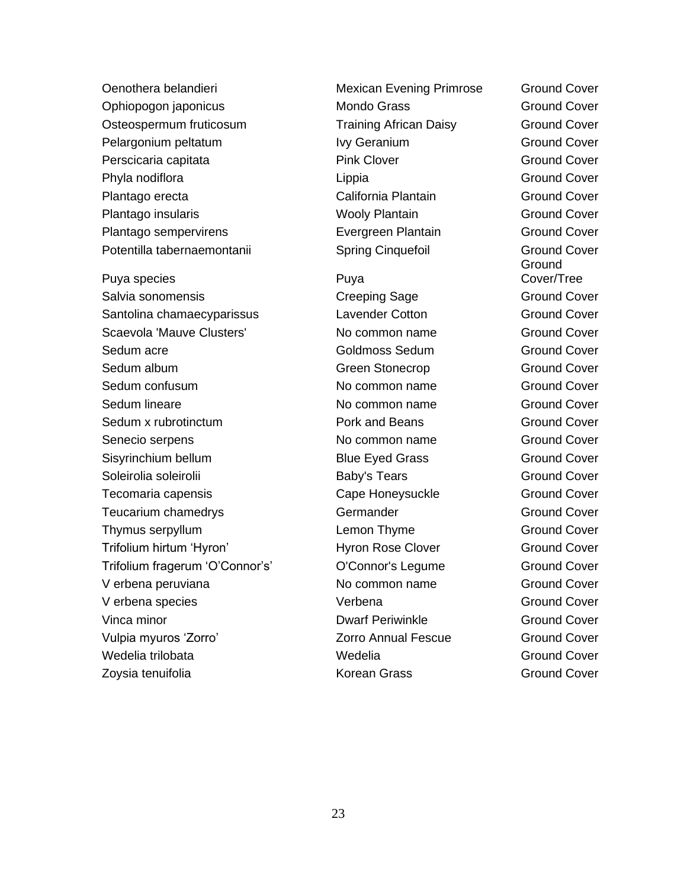| | | |
|---|---|---|
| Oenothera belandieri | Mexican Evening Primrose | Ground Cover |
| Ophiopogon japonicus | Mondo Grass | Ground Cover |
| Osteospermum fruticosum | Training African Daisy | Ground Cover |
| Pelargonium peltatum | Ivy Geranium | Ground Cover |
| Perscicaria capitata | Pink Clover | Ground Cover |
| Phyla nodiflora | Lippia | Ground Cover |
| Plantago erecta | California Plantain | Ground Cover |
| Plantago insularis | Wooly Plantain | Ground Cover |
| Plantago sempervirens | Evergreen Plantain | Ground Cover |
| Potentilla tabernaemontanii | Spring Cinquefoil | Ground Cover |
| Puya species | Puya | Ground Cover/Tree |
| Salvia sonomensis | Creeping Sage | Ground Cover |
| Santolina chamaecyparissus | Lavender Cotton | Ground Cover |
| Scaevola 'Mauve Clusters' | No common name | Ground Cover |
| Sedum acre | Goldmoss Sedum | Ground Cover |
| Sedum album | Green Stonecrop | Ground Cover |
| Sedum confusum | No common name | Ground Cover |
| Sedum lineare | No common name | Ground Cover |
| Sedum x rubrotinctum | Pork and Beans | Ground Cover |
| Senecio serpens | No common name | Ground Cover |
| Sisyrinchium bellum | Blue Eyed Grass | Ground Cover |
| Soleirolia soleirolii | Baby's Tears | Ground Cover |
| Tecomaria capensis | Cape Honeysuckle | Ground Cover |
| Teucarium chamedrys | Germander | Ground Cover |
| Thymus serpyllum | Lemon Thyme | Ground Cover |
| Trifolium hirtum 'Hyron' | Hyron Rose Clover | Ground Cover |
| Trifolium fragerum 'O'Connor's' | O'Connor's Legume | Ground Cover |
| V erbena peruviana | No common name | Ground Cover |
| V erbena species | Verbena | Ground Cover |
| Vinca minor | Dwarf Periwinkle | Ground Cover |
| Vulpia myuros 'Zorro' | Zorro Annual Fescue | Ground Cover |
| Wedelia trilobata | Wedelia | Ground Cover |
| Zoysia tenuifolia | Korean Grass | Ground Cover |